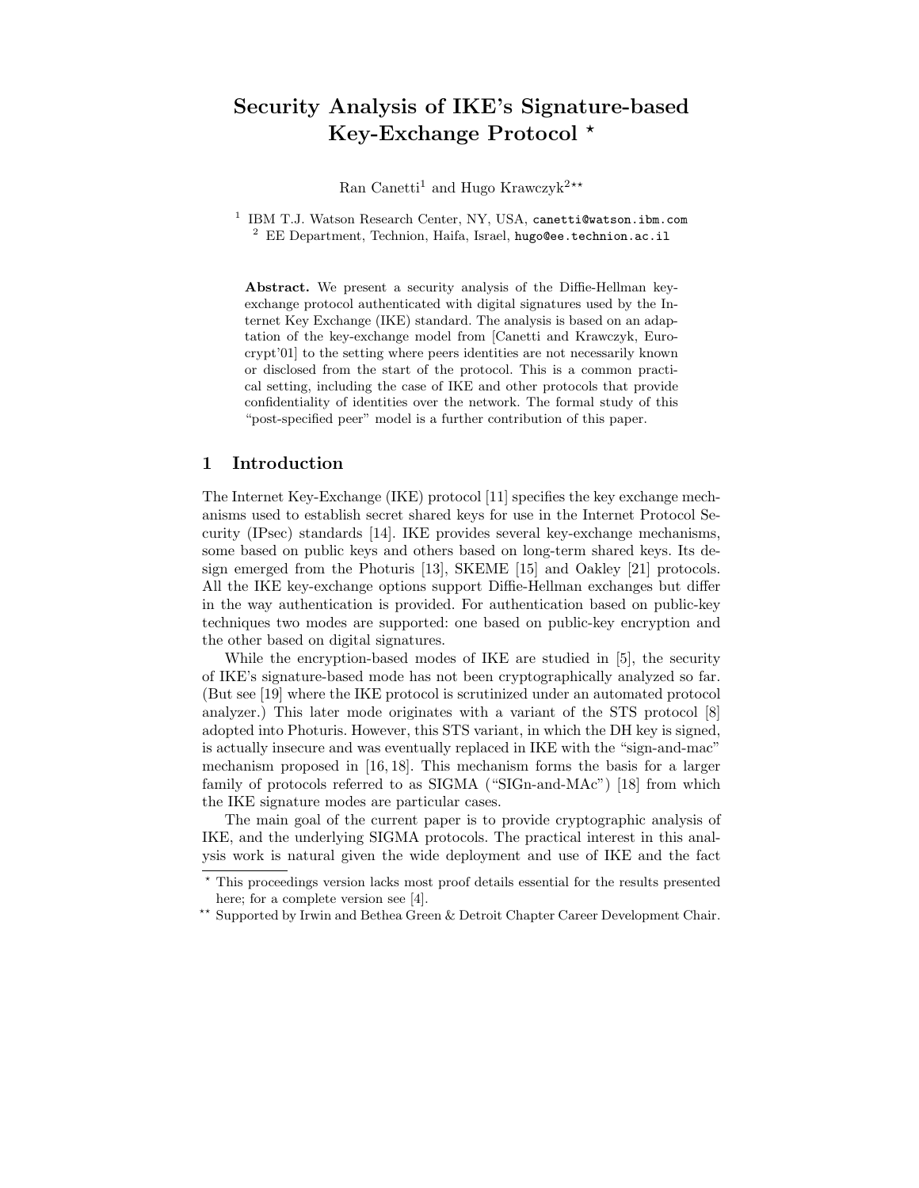# Security Analysis of IKE's Signature-based Key-Exchange Protocol *

Ran Canetti[1] and Hugo Krawczyk[2]**

[1] IBM T.J. Watson Research Center, NY, USA, canetti@watson.ibm.com
[2] EE Department, Technion, Haifa, Israel, hugo@ee.technion.ac.il

**Abstract.** We present a security analysis of the Diffie-Hellman key-exchange protocol authenticated with digital signatures used by the Internet Key Exchange (IKE) standard. The analysis is based on an adaptation of the key-exchange model from [Canetti and Krawczyk, Eurocrypt'01] to the setting where peers identities are not necessarily known or disclosed from the start of the protocol. This is a common practical setting, including the case of IKE and other protocols that provide confidentiality of identities over the network. The formal study of this "post-specified peer" model is a further contribution of this paper.

## 1 Introduction

The Internet Key-Exchange (IKE) protocol [11] specifies the key exchange mechanisms used to establish secret shared keys for use in the Internet Protocol Security (IPsec) standards [14]. IKE provides several key-exchange mechanisms, some based on public keys and others based on long-term shared keys. Its design emerged from the Photuris [13], SKEME [15] and Oakley [21] protocols. All the IKE key-exchange options support Diffie-Hellman exchanges but differ in the way authentication is provided. For authentication based on public-key techniques two modes are supported: one based on public-key encryption and the other based on digital signatures.

While the encryption-based modes of IKE are studied in [5], the security of IKE's signature-based mode has not been cryptographically analyzed so far. (But see [19] where the IKE protocol is scrutinized under an automated protocol analyzer.) This later mode originates with a variant of the STS protocol [8] adopted into Photuris. However, this STS variant, in which the DH key is signed, is actually insecure and was eventually replaced in IKE with the "sign-and-mac" mechanism proposed in [16, 18]. This mechanism forms the basis for a larger family of protocols referred to as SIGMA ("SIGn-and-MAc") [18] from which the IKE signature modes are particular cases.

The main goal of the current paper is to provide cryptographic analysis of IKE, and the underlying SIGMA protocols. The practical interest in this analysis work is natural given the wide deployment and use of IKE and the fact

---

* This proceedings version lacks most proof details essential for the results presented here; for a complete version see [4].

** Supported by Irwin and Bethea Green & Detroit Chapter Career Development Chair.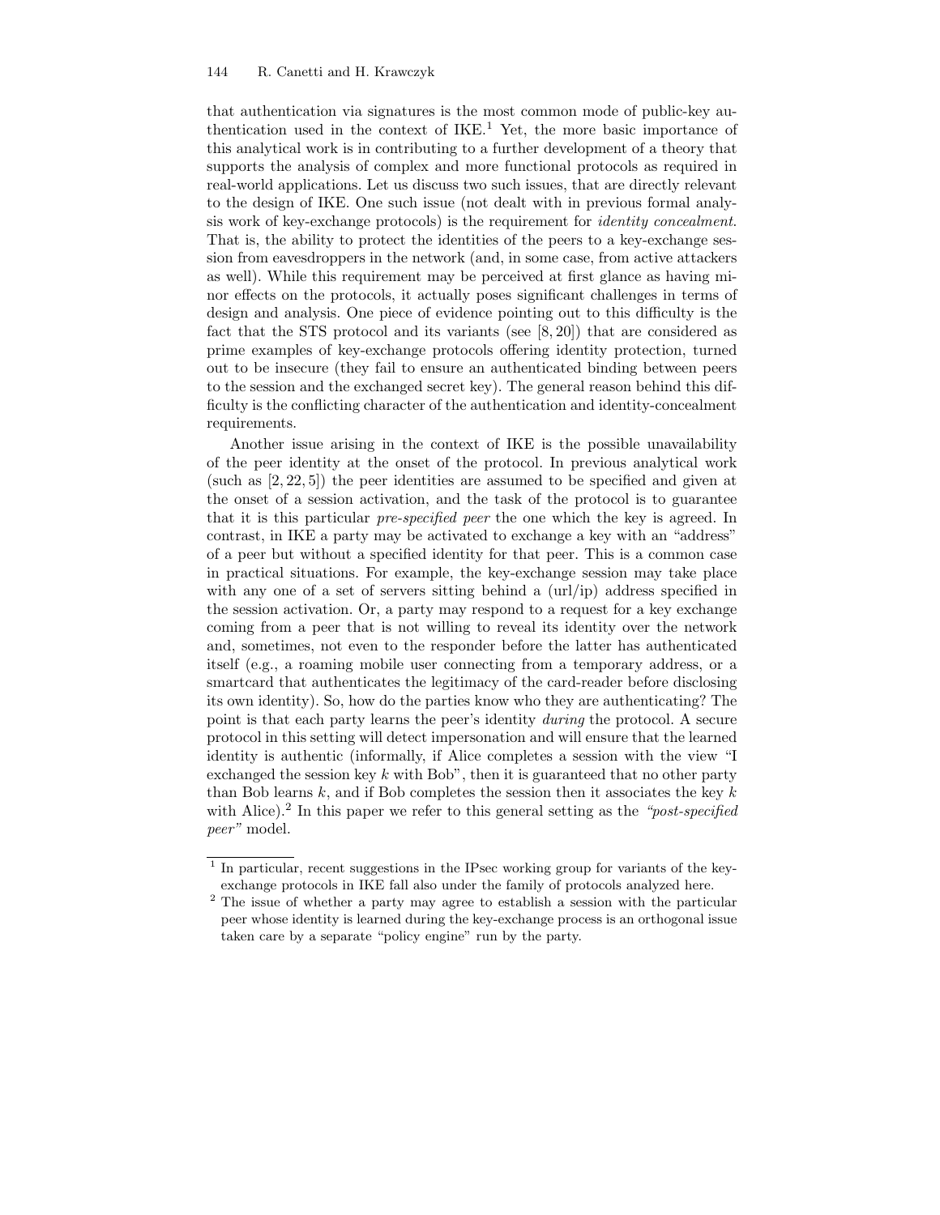that authentication via signatures is the most common mode of public-key authentication used in the context of IKE.[1] Yet, the more basic importance of this analytical work is in contributing to a further development of a theory that supports the analysis of complex and more functional protocols as required in real-world applications. Let us discuss two such issues, that are directly relevant to the design of IKE. One such issue (not dealt with in previous formal analysis work of key-exchange protocols) is the requirement for *identity concealment*. That is, the ability to protect the identities of the peers to a key-exchange session from eavesdroppers in the network (and, in some case, from active attackers as well). While this requirement may be perceived at first glance as having minor effects on the protocols, it actually poses significant challenges in terms of design and analysis. One piece of evidence pointing out to this difficulty is the fact that the STS protocol and its variants (see [8, 20]) that are considered as prime examples of key-exchange protocols offering identity protection, turned out to be insecure (they fail to ensure an authenticated binding between peers to the session and the exchanged secret key). The general reason behind this difficulty is the conflicting character of the authentication and identity-concealment requirements.

Another issue arising in the context of IKE is the possible unavailability of the peer identity at the onset of the protocol. In previous analytical work (such as [2, 22, 5]) the peer identities are assumed to be specified and given at the onset of a session activation, and the task of the protocol is to guarantee that it is this particular *pre-specified peer* the one which the key is agreed. In contrast, in IKE a party may be activated to exchange a key with an "address" of a peer but without a specified identity for that peer. This is a common case in practical situations. For example, the key-exchange session may take place with any one of a set of servers sitting behind a (url/ip) address specified in the session activation. Or, a party may respond to a request for a key exchange coming from a peer that is not willing to reveal its identity over the network and, sometimes, not even to the responder before the latter has authenticated itself (e.g., a roaming mobile user connecting from a temporary address, or a smartcard that authenticates the legitimacy of the card-reader before disclosing its own identity). So, how do the parties know who they are authenticating? The point is that each party learns the peer's identity *during* the protocol. A secure protocol in this setting will detect impersonation and will ensure that the learned identity is authentic (informally, if Alice completes a session with the view "I exchanged the session key $k$ with Bob", then it is guaranteed that no other party than Bob learns $k$, and if Bob completes the session then it associates the key $k$ with Alice).[2] In this paper we refer to this general setting as the *"post-specified peer"* model.

---

[1] In particular, recent suggestions in the IPsec working group for variants of the key-exchange protocols in IKE fall also under the family of protocols analyzed here.

[2] The issue of whether a party may agree to establish a session with the particular peer whose identity is learned during the key-exchange process is an orthogonal issue taken care by a separate "policy engine" run by the party.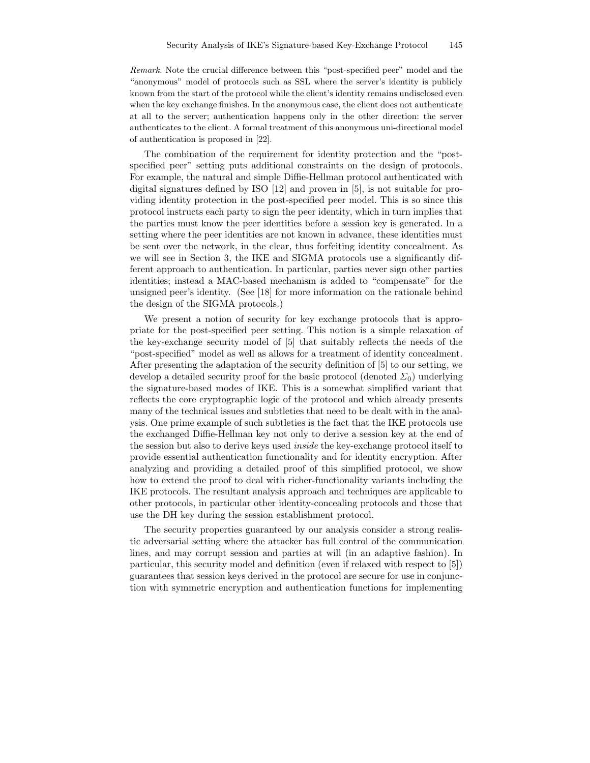*Remark.* Note the crucial difference between this "post-specified peer" model and the "anonymous" model of protocols such as SSL where the server's identity is publicly known from the start of the protocol while the client's identity remains undisclosed even when the key exchange finishes. In the anonymous case, the client does not authenticate at all to the server; authentication happens only in the other direction: the server authenticates to the client. A formal treatment of this anonymous uni-directional model of authentication is proposed in [22].

The combination of the requirement for identity protection and the "post-specified peer" setting puts additional constraints on the design of protocols. For example, the natural and simple Diffie-Hellman protocol authenticated with digital signatures defined by ISO [12] and proven in [5], is not suitable for providing identity protection in the post-specified peer model. This is so since this protocol instructs each party to sign the peer identity, which in turn implies that the parties must know the peer identities before a session key is generated. In a setting where the peer identities are not known in advance, these identities must be sent over the network, in the clear, thus forfeiting identity concealment. As we will see in Section 3, the IKE and SIGMA protocols use a significantly different approach to authentication. In particular, parties never sign other parties identities; instead a MAC-based mechanism is added to "compensate" for the unsigned peer's identity. (See [18] for more information on the rationale behind the design of the SIGMA protocols.)

We present a notion of security for key exchange protocols that is appropriate for the post-specified peer setting. This notion is a simple relaxation of the key-exchange security model of [5] that suitably reflects the needs of the "post-specified" model as well as allows for a treatment of identity concealment. After presenting the adaptation of the security definition of [5] to our setting, we develop a detailed security proof for the basic protocol (denoted $\Sigma_0$) underlying the signature-based modes of IKE. This is a somewhat simplified variant that reflects the core cryptographic logic of the protocol and which already presents many of the technical issues and subtleties that need to be dealt with in the analysis. One prime example of such subtleties is the fact that the IKE protocols use the exchanged Diffie-Hellman key not only to derive a session key at the end of the session but also to derive keys used *inside* the key-exchange protocol itself to provide essential authentication functionality and for identity encryption. After analyzing and providing a detailed proof of this simplified protocol, we show how to extend the proof to deal with richer-functionality variants including the IKE protocols. The resultant analysis approach and techniques are applicable to other protocols, in particular other identity-concealing protocols and those that use the DH key during the session establishment protocol.

The security properties guaranteed by our analysis consider a strong realistic adversarial setting where the attacker has full control of the communication lines, and may corrupt session and parties at will (in an adaptive fashion). In particular, this security model and definition (even if relaxed with respect to [5]) guarantees that session keys derived in the protocol are secure for use in conjunction with symmetric encryption and authentication functions for implementing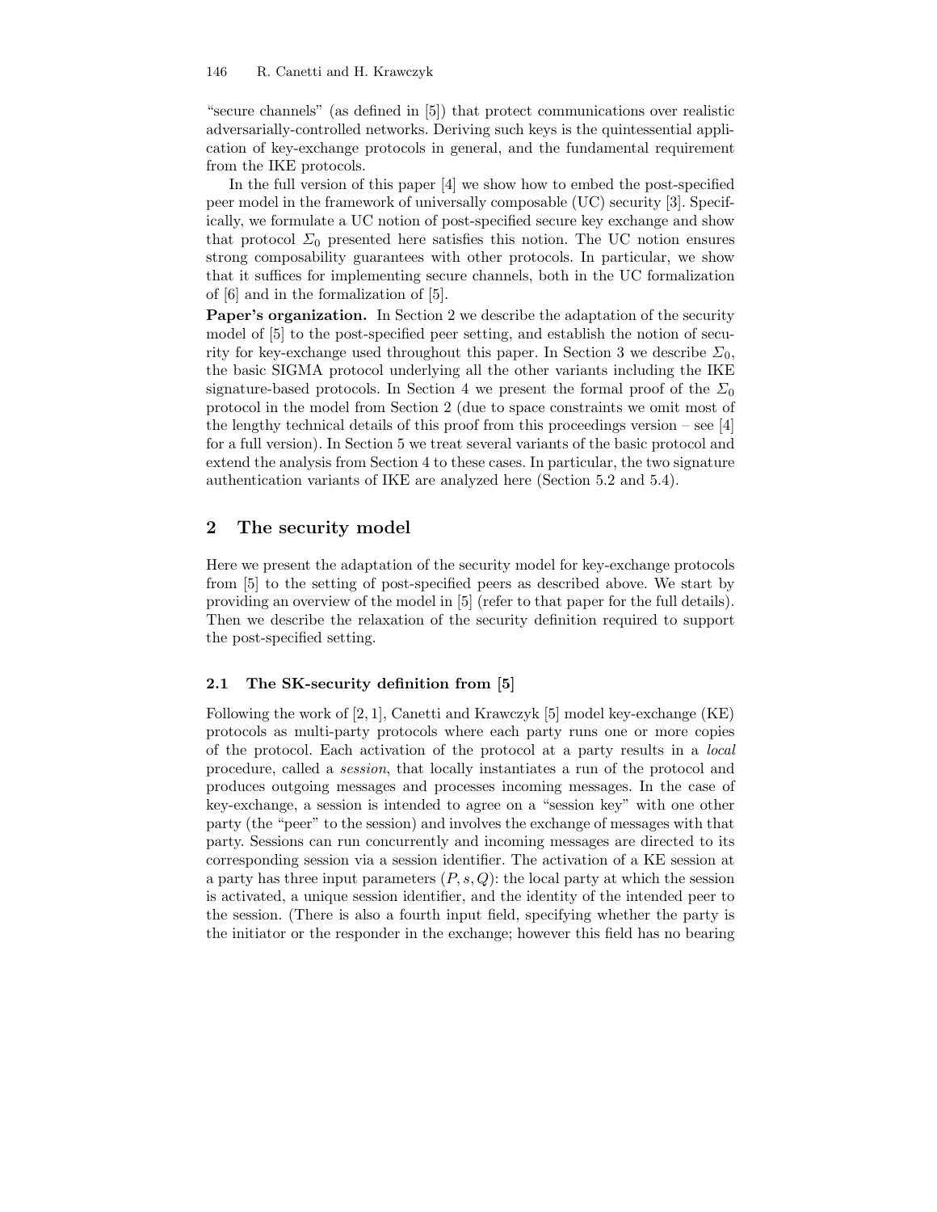"secure channels" (as defined in [5]) that protect communications over realistic adversarially-controlled networks. Deriving such keys is the quintessential application of key-exchange protocols in general, and the fundamental requirement from the IKE protocols.

In the full version of this paper [4] we show how to embed the post-specified peer model in the framework of universally composable (UC) security [3]. Specifically, we formulate a UC notion of post-specified secure key exchange and show that protocol $\Sigma_0$ presented here satisfies this notion. The UC notion ensures strong composability guarantees with other protocols. In particular, we show that it suffices for implementing secure channels, both in the UC formalization of [6] and in the formalization of [5].

**Paper's organization.** In Section 2 we describe the adaptation of the security model of [5] to the post-specified peer setting, and establish the notion of security for key-exchange used throughout this paper. In Section 3 we describe $\Sigma_0$, the basic SIGMA protocol underlying all the other variants including the IKE signature-based protocols. In Section 4 we present the formal proof of the $\Sigma_0$ protocol in the model from Section 2 (due to space constraints we omit most of the lengthy technical details of this proof from this proceedings version – see [4] for a full version). In Section 5 we treat several variants of the basic protocol and extend the analysis from Section 4 to these cases. In particular, the two signature authentication variants of IKE are analyzed here (Section 5.2 and 5.4).

## 2 The security model

Here we present the adaptation of the security model for key-exchange protocols from [5] to the setting of post-specified peers as described above. We start by providing an overview of the model in [5] (refer to that paper for the full details). Then we describe the relaxation of the security definition required to support the post-specified setting.

### 2.1 The SK-security definition from [5]

Following the work of [2, 1], Canetti and Krawczyk [5] model key-exchange (KE) protocols as multi-party protocols where each party runs one or more copies of the protocol. Each activation of the protocol at a party results in a *local* procedure, called a *session*, that locally instantiates a run of the protocol and produces outgoing messages and processes incoming messages. In the case of key-exchange, a session is intended to agree on a "session key" with one other party (the "peer" to the session) and involves the exchange of messages with that party. Sessions can run concurrently and incoming messages are directed to its corresponding session via a session identifier. The activation of a KE session at a party has three input parameters $(P, s, Q)$: the local party at which the session is activated, a unique session identifier, and the identity of the intended peer to the session. (There is also a fourth input field, specifying whether the party is the initiator or the responder in the exchange; however this field has no bearing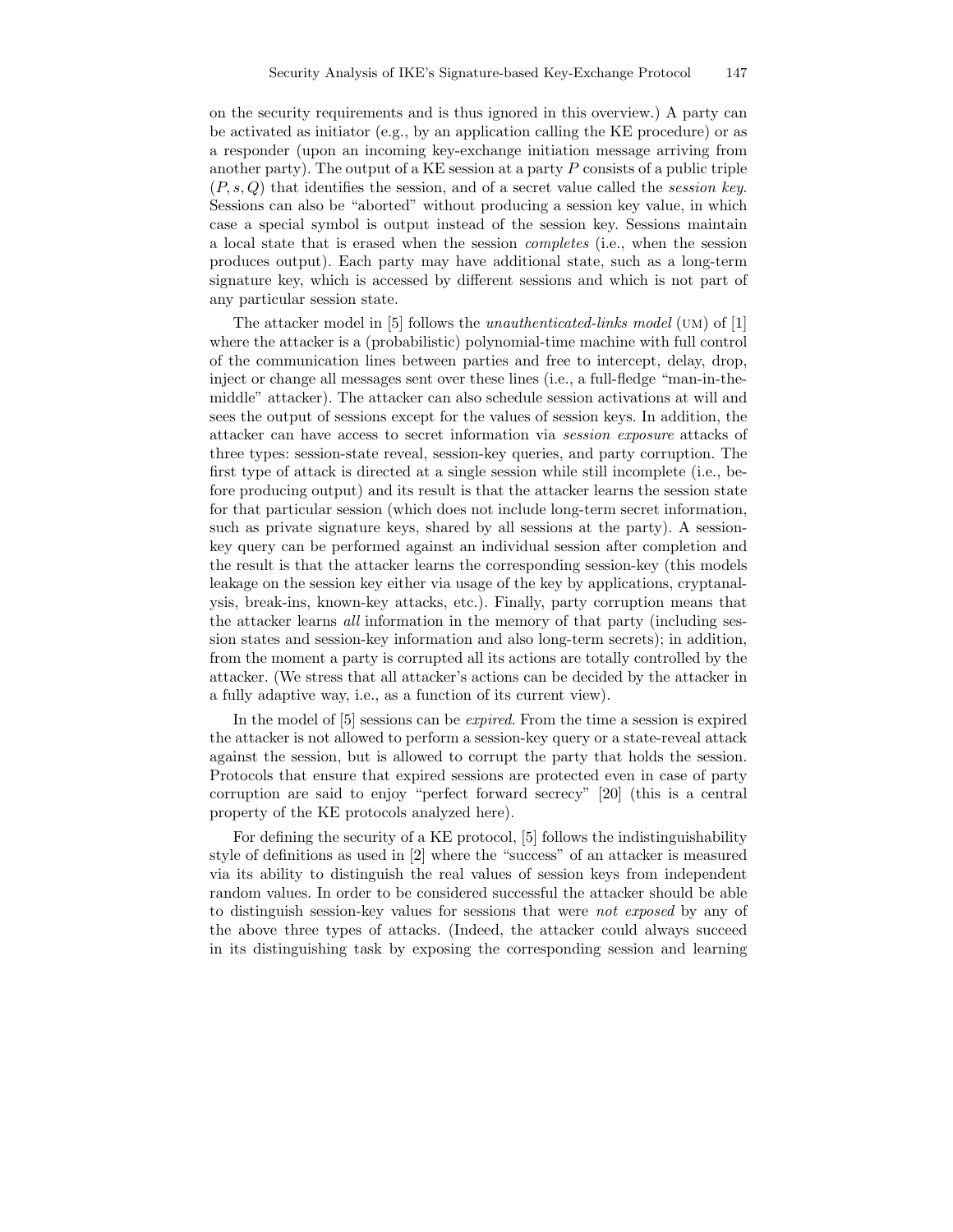on the security requirements and is thus ignored in this overview.) A party can be activated as initiator (e.g., by an application calling the KE procedure) or as a responder (upon an incoming key-exchange initiation message arriving from another party). The output of a KE session at a party $P$ consists of a public triple $(P, s, Q)$ that identifies the session, and of a secret value called the *session key*. Sessions can also be "aborted" without producing a session key value, in which case a special symbol is output instead of the session key. Sessions maintain a local state that is erased when the session *completes* (i.e., when the session produces output). Each party may have additional state, such as a long-term signature key, which is accessed by different sessions and which is not part of any particular session state.

The attacker model in [5] follows the *unauthenticated-links model* (UM) of [1] where the attacker is a (probabilistic) polynomial-time machine with full control of the communication lines between parties and free to intercept, delay, drop, inject or change all messages sent over these lines (i.e., a full-fledge "man-in-the-middle" attacker). The attacker can also schedule session activations at will and sees the output of sessions except for the values of session keys. In addition, the attacker can have access to secret information via *session exposure* attacks of three types: session-state reveal, session-key queries, and party corruption. The first type of attack is directed at a single session while still incomplete (i.e., before producing output) and its result is that the attacker learns the session state for that particular session (which does not include long-term secret information, such as private signature keys, shared by all sessions at the party). A session-key query can be performed against an individual session after completion and the result is that the attacker learns the corresponding session-key (this models leakage on the session key either via usage of the key by applications, cryptanalysis, break-ins, known-key attacks, etc.). Finally, party corruption means that the attacker learns *all* information in the memory of that party (including session states and session-key information and also long-term secrets); in addition, from the moment a party is corrupted all its actions are totally controlled by the attacker. (We stress that all attacker's actions can be decided by the attacker in a fully adaptive way, i.e., as a function of its current view).

In the model of [5] sessions can be *expired*. From the time a session is expired the attacker is not allowed to perform a session-key query or a state-reveal attack against the session, but is allowed to corrupt the party that holds the session. Protocols that ensure that expired sessions are protected even in case of party corruption are said to enjoy "perfect forward secrecy" [20] (this is a central property of the KE protocols analyzed here).

For defining the security of a KE protocol, [5] follows the indistinguishability style of definitions as used in [2] where the "success" of an attacker is measured via its ability to distinguish the real values of session keys from independent random values. In order to be considered successful the attacker should be able to distinguish session-key values for sessions that were *not exposed* by any of the above three types of attacks. (Indeed, the attacker could always succeed in its distinguishing task by exposing the corresponding session and learning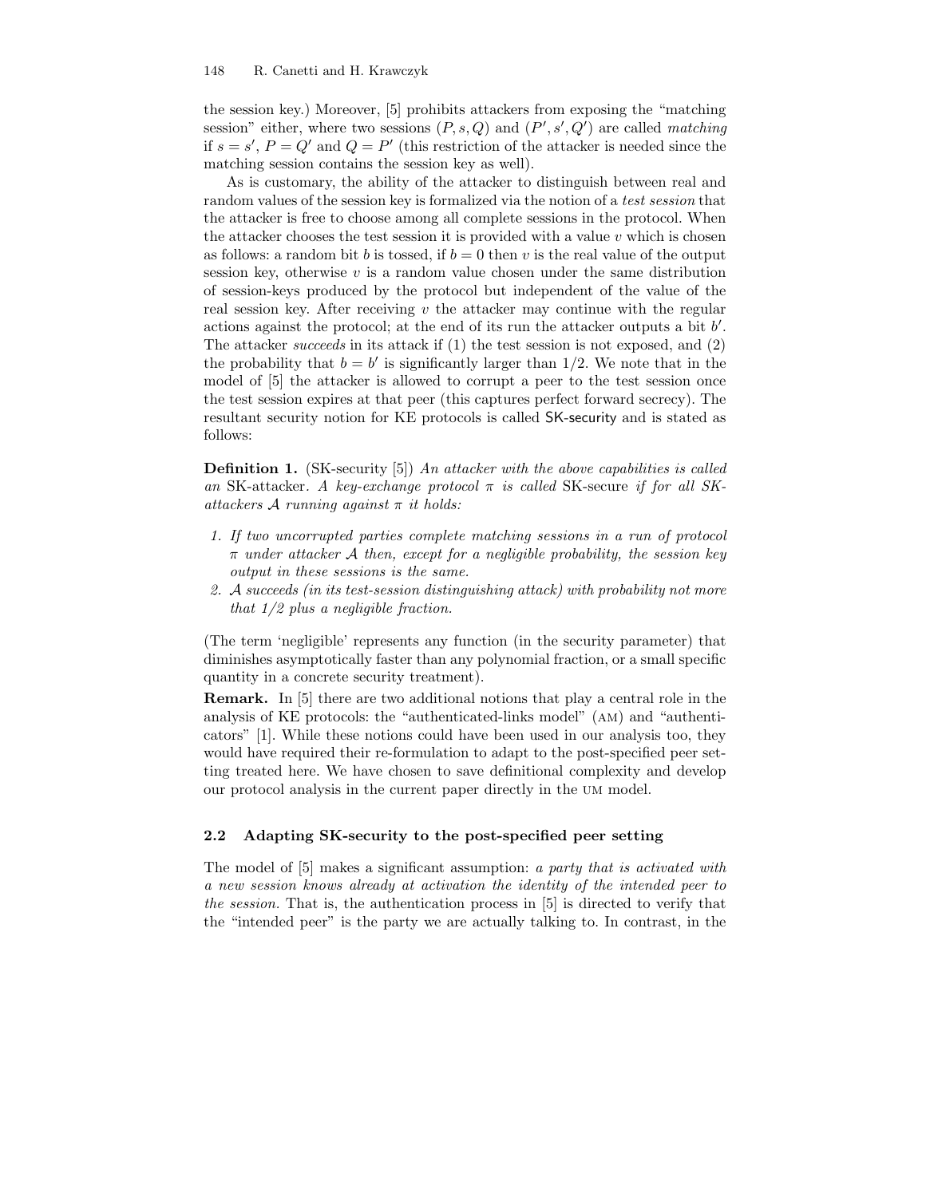the session key.) Moreover, [5] prohibits attackers from exposing the "matching session" either, where two sessions $(P, s, Q)$ and $(P', s', Q')$ are called *matching* if $s = s'$, $P = Q'$ and $Q = P'$ (this restriction of the attacker is needed since the matching session contains the session key as well).

As is customary, the ability of the attacker to distinguish between real and random values of the session key is formalized via the notion of a *test session* that the attacker is free to choose among all complete sessions in the protocol. When the attacker chooses the test session it is provided with a value $v$ which is chosen as follows: a random bit $b$ is tossed, if $b = 0$ then $v$ is the real value of the output session key, otherwise $v$ is a random value chosen under the same distribution of session-keys produced by the protocol but independent of the value of the real session key. After receiving $v$ the attacker may continue with the regular actions against the protocol; at the end of its run the attacker outputs a bit $b'$. The attacker *succeeds* in its attack if (1) the test session is not exposed, and (2) the probability that $b = b'$ is significantly larger than 1/2. We note that in the model of [5] the attacker is allowed to corrupt a peer to the test session once the test session expires at that peer (this captures perfect forward secrecy). The resultant security notion for KE protocols is called SK-security and is stated as follows:

**Definition 1.** (SK-security [5]) *An attacker with the above capabilities is called an* SK-attacker. *A key-exchange protocol $\pi$ is called* SK-secure *if for all SK-attackers $\mathcal{A}$ running against $\pi$ it holds:*

1. *If two uncorrupted parties complete matching sessions in a run of protocol $\pi$ under attacker $\mathcal{A}$ then, except for a negligible probability, the session key output in these sessions is the same.*
2. *$\mathcal{A}$ succeeds (in its test-session distinguishing attack) with probability not more that 1/2 plus a negligible fraction.*

(The term 'negligible' represents any function (in the security parameter) that diminishes asymptotically faster than any polynomial fraction, or a small specific quantity in a concrete security treatment).

**Remark.** In [5] there are two additional notions that play a central role in the analysis of KE protocols: the "authenticated-links model" (AM) and "authenticators" [1]. While these notions could have been used in our analysis too, they would have required their re-formulation to adapt to the post-specified peer setting treated here. We have chosen to save definitional complexity and develop our protocol analysis in the current paper directly in the UM model.

### 2.2 Adapting SK-security to the post-specified peer setting

The model of [5] makes a significant assumption: *a party that is activated with a new session knows already at activation the identity of the intended peer to the session.* That is, the authentication process in [5] is directed to verify that the "intended peer" is the party we are actually talking to. In contrast, in the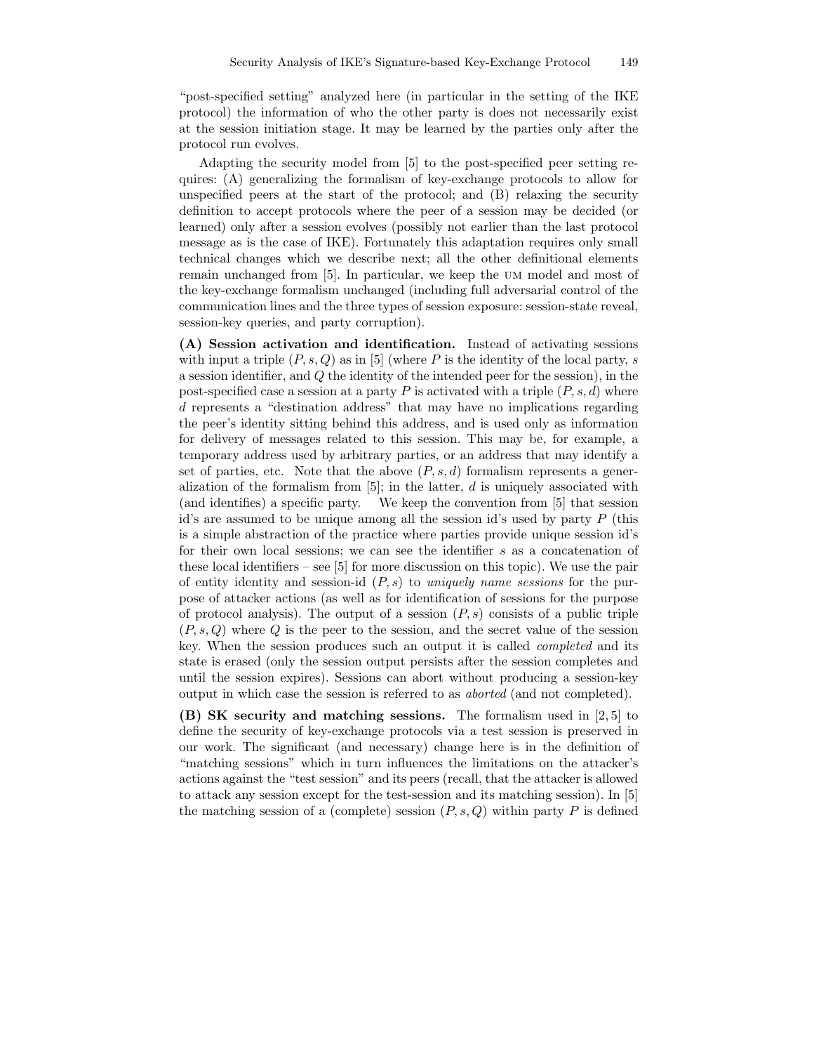"post-specified setting" analyzed here (in particular in the setting of the IKE protocol) the information of who the other party is does not necessarily exist at the session initiation stage. It may be learned by the parties only after the protocol run evolves.

Adapting the security model from [5] to the post-specified peer setting requires: (A) generalizing the formalism of key-exchange protocols to allow for unspecified peers at the start of the protocol; and (B) relaxing the security definition to accept protocols where the peer of a session may be decided (or learned) only after a session evolves (possibly not earlier than the last protocol message as is the case of IKE). Fortunately this adaptation requires only small technical changes which we describe next; all the other definitional elements remain unchanged from [5]. In particular, we keep the UM model and most of the key-exchange formalism unchanged (including full adversarial control of the communication lines and the three types of session exposure: session-state reveal, session-key queries, and party corruption).

**(A) Session activation and identification.** Instead of activating sessions with input a triple $(P, s, Q)$ as in [5] (where $P$ is the identity of the local party, $s$ a session identifier, and $Q$ the identity of the intended peer for the session), in the post-specified case a session at a party $P$ is activated with a triple $(P, s, d)$ where $d$ represents a "destination address" that may have no implications regarding the peer's identity sitting behind this address, and is used only as information for delivery of messages related to this session. This may be, for example, a temporary address used by arbitrary parties, or an address that may identify a set of parties, etc. Note that the above $(P, s, d)$ formalism represents a generalization of the formalism from [5]; in the latter, $d$ is uniquely associated with (and identifies) a specific party. We keep the convention from [5] that session id's are assumed to be unique among all the session id's used by party $P$ (this is a simple abstraction of the practice where parties provide unique session id's for their own local sessions; we can see the identifier $s$ as a concatenation of these local identifiers – see [5] for more discussion on this topic). We use the pair of entity identity and session-id $(P, s)$ to *uniquely name sessions* for the purpose of attacker actions (as well as for identification of sessions for the purpose of protocol analysis). The output of a session $(P, s)$ consists of a public triple $(P, s, Q)$ where $Q$ is the peer to the session, and the secret value of the session key. When the session produces such an output it is called *completed* and its state is erased (only the session output persists after the session completes and until the session expires). Sessions can abort without producing a session-key output in which case the session is referred to as *aborted* (and not completed).

**(B) SK security and matching sessions.** The formalism used in [2, 5] to define the security of key-exchange protocols via a test session is preserved in our work. The significant (and necessary) change here is in the definition of "matching sessions" which in turn influences the limitations on the attacker's actions against the "test session" and its peers (recall, that the attacker is allowed to attack any session except for the test-session and its matching session). In [5] the matching session of a (complete) session $(P, s, Q)$ within party $P$ is defined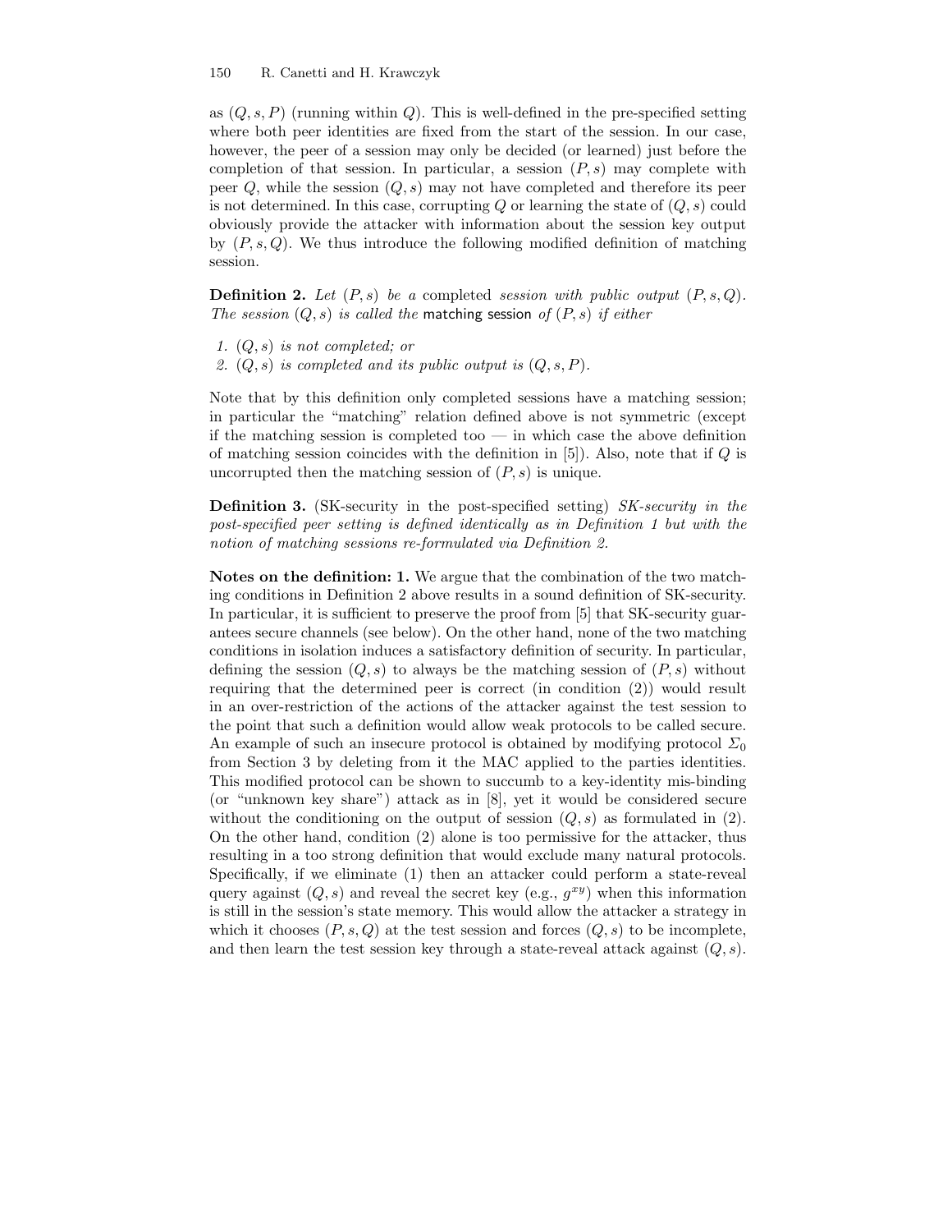as $(Q, s, P)$ (running within $Q$). This is well-defined in the pre-specified setting where both peer identities are fixed from the start of the session. In our case, however, the peer of a session may only be decided (or learned) just before the completion of that session. In particular, a session $(P, s)$ may complete with peer $Q$, while the session $(Q, s)$ may not have completed and therefore its peer is not determined. In this case, corrupting $Q$ or learning the state of $(Q, s)$ could obviously provide the attacker with information about the session key output by $(P, s, Q)$. We thus introduce the following modified definition of matching session.

**Definition 2.** *Let $(P, s)$ be a* completed *session with public output $(P, s, Q)$. The session $(Q, s)$ is called the* matching session *of $(P, s)$ if either*

1. *$(Q, s)$ is not completed; or*
2. *$(Q, s)$ is completed and its public output is $(Q, s, P)$.*

Note that by this definition only completed sessions have a matching session; in particular the "matching" relation defined above is not symmetric (except if the matching session is completed too — in which case the above definition of matching session coincides with the definition in [5]). Also, note that if $Q$ is uncorrupted then the matching session of $(P, s)$ is unique.

**Definition 3.** (SK-security in the post-specified setting) *SK-security in the post-specified peer setting is defined identically as in Definition 1 but with the notion of matching sessions re-formulated via Definition 2.*

**Notes on the definition: 1.** We argue that the combination of the two matching conditions in Definition 2 above results in a sound definition of SK-security. In particular, it is sufficient to preserve the proof from [5] that SK-security guarantees secure channels (see below). On the other hand, none of the two matching conditions in isolation induces a satisfactory definition of security. In particular, defining the session $(Q, s)$ to always be the matching session of $(P, s)$ without requiring that the determined peer is correct (in condition (2)) would result in an over-restriction of the actions of the attacker against the test session to the point that such a definition would allow weak protocols to be called secure. An example of such an insecure protocol is obtained by modifying protocol $\Sigma_0$ from Section 3 by deleting from it the MAC applied to the parties identities. This modified protocol can be shown to succumb to a key-identity mis-binding (or "unknown key share") attack as in [8], yet it would be considered secure without the conditioning on the output of session $(Q, s)$ as formulated in (2). On the other hand, condition (2) alone is too permissive for the attacker, thus resulting in a too strong definition that would exclude many natural protocols. Specifically, if we eliminate (1) then an attacker could perform a state-reveal query against $(Q, s)$ and reveal the secret key (e.g., $g^{xy}$) when this information is still in the session's state memory. This would allow the attacker a strategy in which it chooses $(P, s, Q)$ at the test session and forces $(Q, s)$ to be incomplete, and then learn the test session key through a state-reveal attack against $(Q, s)$.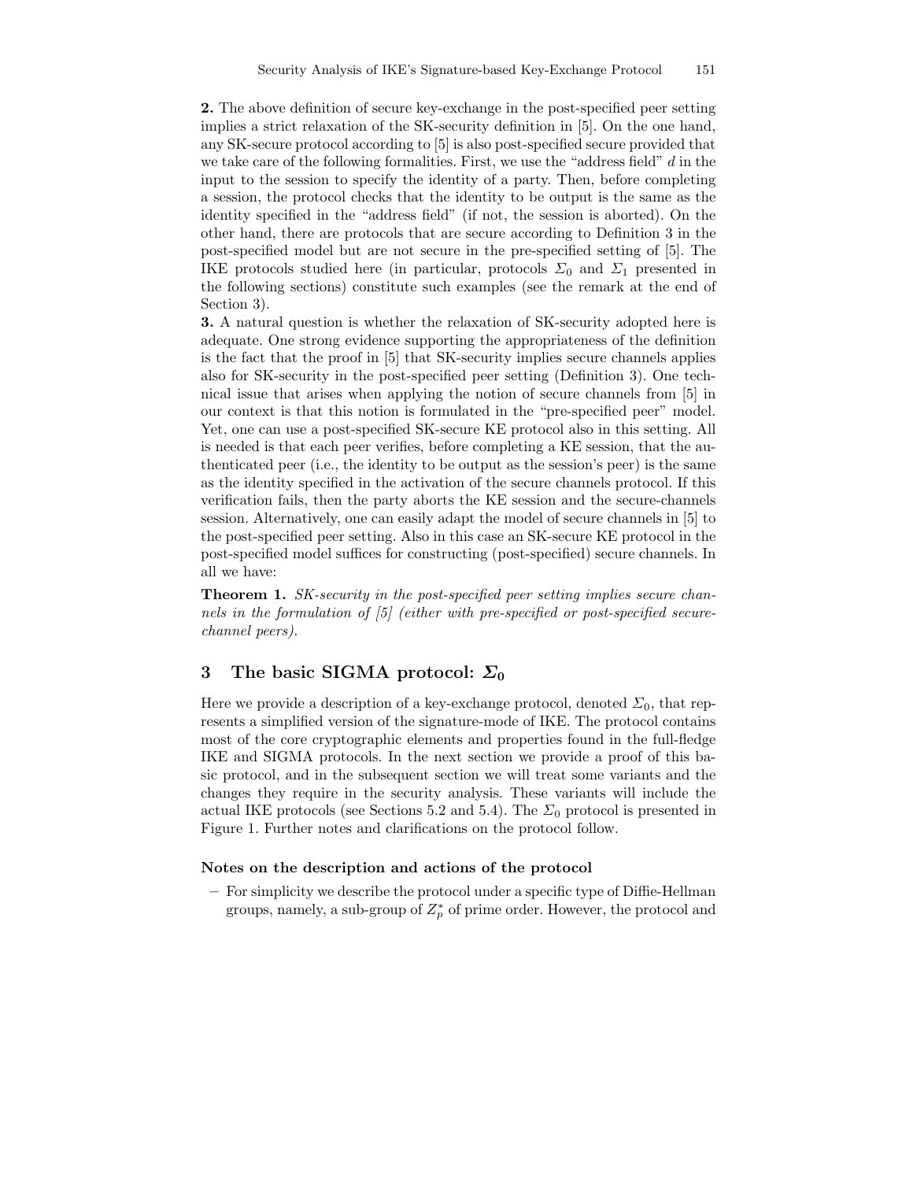**2.** The above definition of secure key-exchange in the post-specified peer setting implies a strict relaxation of the SK-security definition in [5]. On the one hand, any SK-secure protocol according to [5] is also post-specified secure provided that we take care of the following formalities. First, we use the "address field" $d$ in the input to the session to specify the identity of a party. Then, before completing a session, the protocol checks that the identity to be output is the same as the identity specified in the "address field" (if not, the session is aborted). On the other hand, there are protocols that are secure according to Definition 3 in the post-specified model but are not secure in the pre-specified setting of [5]. The IKE protocols studied here (in particular, protocols $\Sigma_0$ and $\Sigma_1$ presented in the following sections) constitute such examples (see the remark at the end of Section 3).

**3.** A natural question is whether the relaxation of SK-security adopted here is adequate. One strong evidence supporting the appropriateness of the definition is the fact that the proof in [5] that SK-security implies secure channels applies also for SK-security in the post-specified peer setting (Definition 3). One technical issue that arises when applying the notion of secure channels from [5] in our context is that this notion is formulated in the "pre-specified peer" model. Yet, one can use a post-specified SK-secure KE protocol also in this setting. All is needed is that each peer verifies, before completing a KE session, that the authenticated peer (i.e., the identity to be output as the session's peer) is the same as the identity specified in the activation of the secure channels protocol. If this verification fails, then the party aborts the KE session and the secure-channels session. Alternatively, one can easily adapt the model of secure channels in [5] to the post-specified peer setting. Also in this case an SK-secure KE protocol in the post-specified model suffices for constructing (post-specified) secure channels. In all we have:

**Theorem 1.** *SK-security in the post-specified peer setting implies secure channels in the formulation of [5] (either with pre-specified or post-specified secure-channel peers).*

## 3 The basic SIGMA protocol: $\Sigma_0$

Here we provide a description of a key-exchange protocol, denoted $\Sigma_0$, that represents a simplified version of the signature-mode of IKE. The protocol contains most of the core cryptographic elements and properties found in the full-fledge IKE and SIGMA protocols. In the next section we provide a proof of this basic protocol, and in the subsequent section we will treat some variants and the changes they require in the security analysis. These variants will include the actual IKE protocols (see Sections 5.2 and 5.4). The $\Sigma_0$ protocol is presented in Figure 1. Further notes and clarifications on the protocol follow.

### Notes on the description and actions of the protocol

- For simplicity we describe the protocol under a specific type of Diffie-Hellman groups, namely, a sub-group of $Z_p^*$ of prime order. However, the protocol and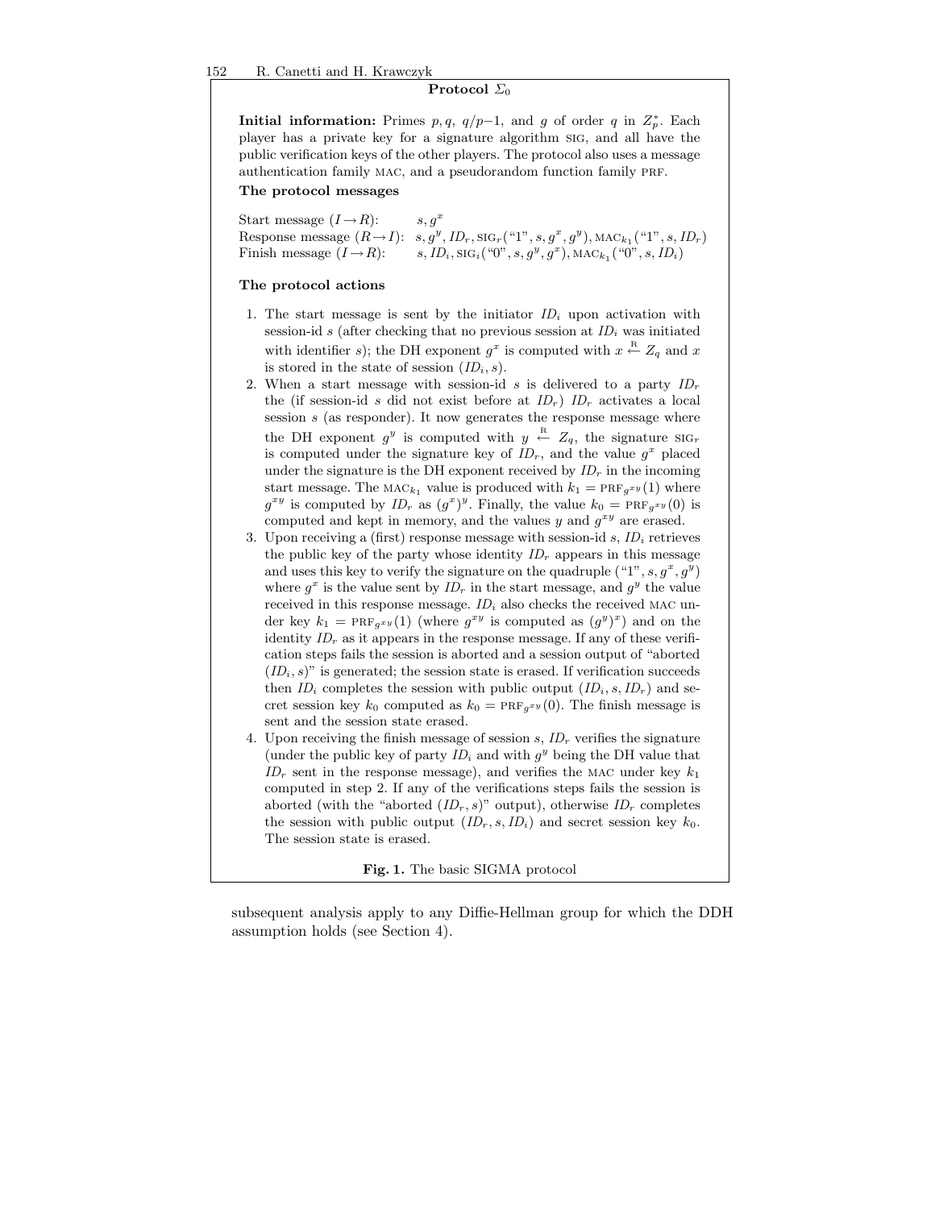**Protocol $\Sigma_0$**

**Initial information:** Primes $p, q$, $q/p-1$, and $g$ of order $q$ in $Z_p^*$. Each player has a private key for a signature algorithm SIG, and all have the public verification keys of the other players. The protocol also uses a message authentication family MAC, and a pseudorandom function family PRF.

**The protocol messages**

Start message ($I \rightarrow R$): $s, g^x$

Response message ($R \rightarrow I$): $s, g^y, ID_r, \text{SIG}_r(\text{“1”}, s, g^x, g^y), \text{MAC}_{k_1}(\text{“1”}, s, ID_r)$

Finish message ($I \rightarrow R$): $s, ID_i, \text{SIG}_i(\text{“0”}, s, g^y, g^x), \text{MAC}_{k_1}(\text{“0”}, s, ID_i)$

**The protocol actions**

1. The start message is sent by the initiator $ID_i$ upon activation with session-id $s$ (after checking that no previous session at $ID_i$ was initiated with identifier $s$); the DH exponent $g^x$ is computed with $x \stackrel{R}{\leftarrow} Z_q$ and $x$ is stored in the state of session $(ID_i, s)$.
2. When a start message with session-id $s$ is delivered to a party $ID_r$ the (if session-id $s$ did not exist before at $ID_r$) $ID_r$ activates a local session $s$ (as responder). It now generates the response message where the DH exponent $g^y$ is computed with $y \stackrel{R}{\leftarrow} Z_q$, the signature $\text{SIG}_r$ is computed under the signature key of $ID_r$, and the value $g^x$ placed under the signature is the DH exponent received by $ID_r$ in the incoming start message. The $\text{MAC}_{k_1}$ value is produced with $k_1 = \text{PRF}_{g^{xy}}(1)$ where $g^{xy}$ is computed by $ID_r$ as $(g^x)^y$. Finally, the value $k_0 = \text{PRF}_{g^{xy}}(0)$ is computed and kept in memory, and the values $y$ and $g^{xy}$ are erased.
3. Upon receiving a (first) response message with session-id $s$, $ID_i$ retrieves the public key of the party whose identity $ID_r$ appears in this message and uses this key to verify the signature on the quadruple $(\text{“1”}, s, g^x, g^y)$ where $g^x$ is the value sent by $ID_r$ in the start message, and $g^y$ the value received in this response message. $ID_i$ also checks the received MAC under key $k_1 = \text{PRF}_{g^{xy}}(1)$ (where $g^{xy}$ is computed as $(g^y)^x$) and on the identity $ID_r$ as it appears in the response message. If any of these verification steps fails the session is aborted and a session output of “aborted $(ID_i, s)$” is generated; the session state is erased. If verification succeeds then $ID_i$ completes the session with public output $(ID_i, s, ID_r)$ and secret session key $k_0$ computed as $k_0 = \text{PRF}_{g^{xy}}(0)$. The finish message is sent and the session state erased.
4. Upon receiving the finish message of session $s$, $ID_r$ verifies the signature (under the public key of party $ID_i$ and with $g^y$ being the DH value that $ID_r$ sent in the response message), and verifies the MAC under key $k_1$ computed in step 2. If any of the verifications steps fails the session is aborted (with the “aborted $(ID_r, s)$” output), otherwise $ID_r$ completes the session with public output $(ID_r, s, ID_i)$ and secret session key $k_0$. The session state is erased.

**Fig. 1.** The basic SIGMA protocol

subsequent analysis apply to any Diffie-Hellman group for which the DDH assumption holds (see Section 4).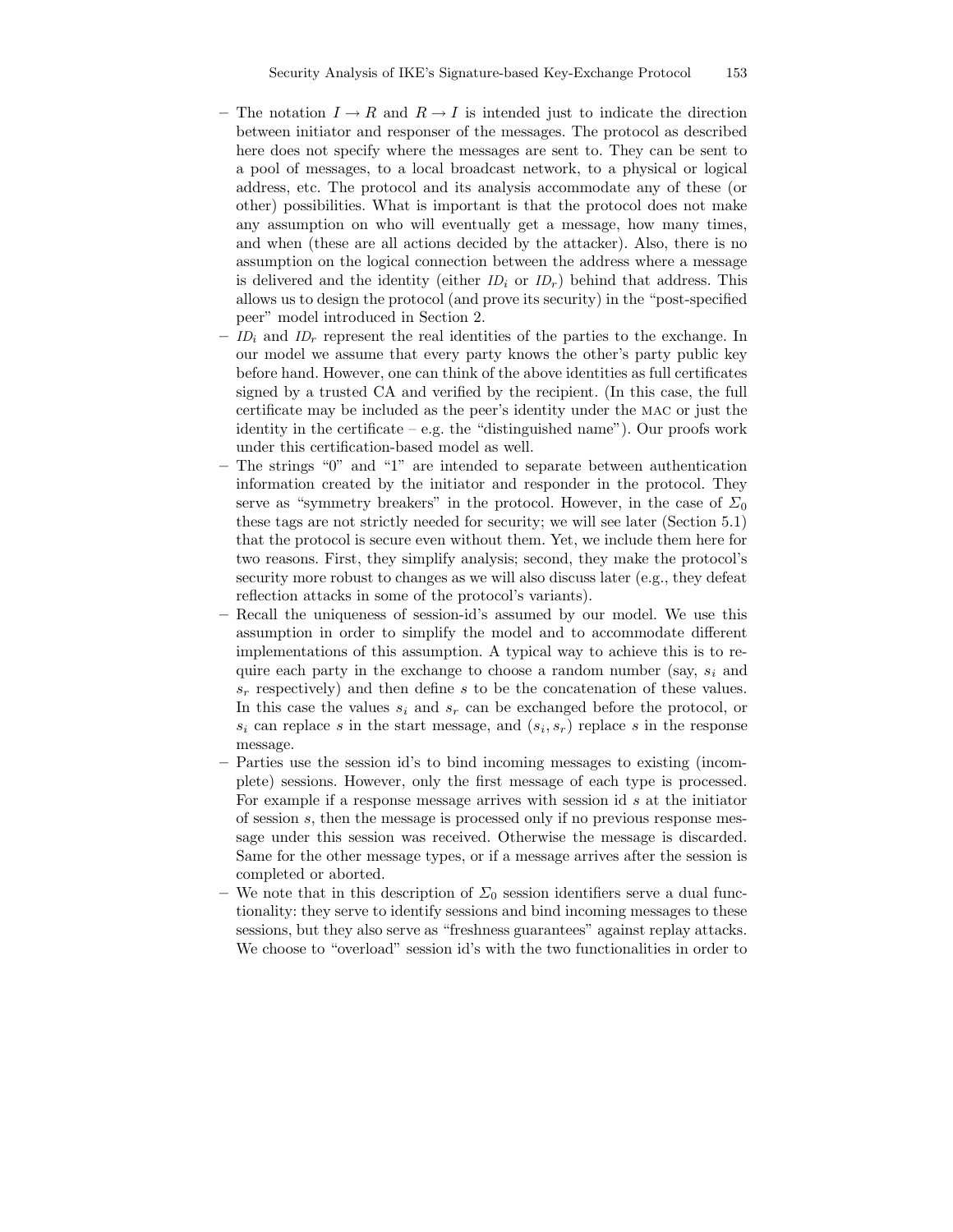- The notation $I \to R$ and $R \to I$ is intended just to indicate the direction between initiator and responser of the messages. The protocol as described here does not specify where the messages are sent to. They can be sent to a pool of messages, to a local broadcast network, to a physical or logical address, etc. The protocol and its analysis accommodate any of these (or other) possibilities. What is important is that the protocol does not make any assumption on who will eventually get a message, how many times, and when (these are all actions decided by the attacker). Also, there is no assumption on the logical connection between the address where a message is delivered and the identity (either $ID_i$ or $ID_r$) behind that address. This allows us to design the protocol (and prove its security) in the "post-specified peer" model introduced in Section 2.
- $ID_i$ and $ID_r$ represent the real identities of the parties to the exchange. In our model we assume that every party knows the other's party public key before hand. However, one can think of the above identities as full certificates signed by a trusted CA and verified by the recipient. (In this case, the full certificate may be included as the peer's identity under the MAC or just the identity in the certificate – e.g. the "distinguished name"). Our proofs work under this certification-based model as well.
- The strings "0" and "1" are intended to separate between authentication information created by the initiator and responder in the protocol. They serve as "symmetry breakers" in the protocol. However, in the case of $\Sigma_0$ these tags are not strictly needed for security; we will see later (Section 5.1) that the protocol is secure even without them. Yet, we include them here for two reasons. First, they simplify analysis; second, they make the protocol's security more robust to changes as we will also discuss later (e.g., they defeat reflection attacks in some of the protocol's variants).
- Recall the uniqueness of session-id's assumed by our model. We use this assumption in order to simplify the model and to accommodate different implementations of this assumption. A typical way to achieve this is to require each party in the exchange to choose a random number (say, $s_i$ and $s_r$ respectively) and then define $s$ to be the concatenation of these values. In this case the values $s_i$ and $s_r$ can be exchanged before the protocol, or $s_i$ can replace $s$ in the start message, and $(s_i, s_r)$ replace $s$ in the response message.
- Parties use the session id's to bind incoming messages to existing (incomplete) sessions. However, only the first message of each type is processed. For example if a response message arrives with session id $s$ at the initiator of session $s$, then the message is processed only if no previous response message under this session was received. Otherwise the message is discarded. Same for the other message types, or if a message arrives after the session is completed or aborted.
- We note that in this description of $\Sigma_0$ session identifiers serve a dual functionality: they serve to identify sessions and bind incoming messages to these sessions, but they also serve as "freshness guarantees" against replay attacks. We choose to "overload" session id's with the two functionalities in order to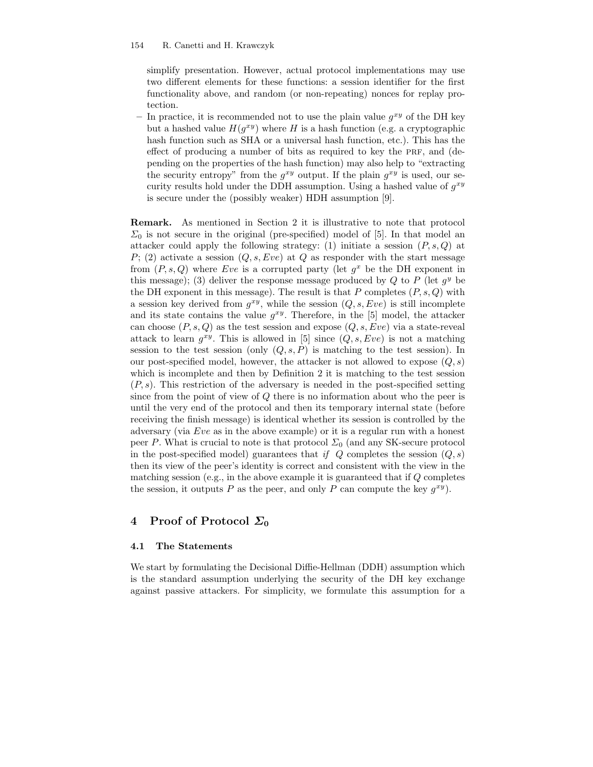simplify presentation. However, actual protocol implementations may use two different elements for these functions: a session identifier for the first functionality above, and random (or non-repeating) nonces for replay protection.

- In practice, it is recommended not to use the plain value $g^{xy}$ of the DH key but a hashed value $H(g^{xy})$ where $H$ is a hash function (e.g. a cryptographic hash function such as SHA or a universal hash function, etc.). This has the effect of producing a number of bits as required to key the PRF, and (depending on the properties of the hash function) may also help to "extracting the security entropy" from the $g^{xy}$ output. If the plain $g^{xy}$ is used, our security results hold under the DDH assumption. Using a hashed value of $g^{xy}$ is secure under the (possibly weaker) HDH assumption [9].

**Remark.** As mentioned in Section 2 it is illustrative to note that protocol $\Sigma_0$ is not secure in the original (pre-specified) model of [5]. In that model an attacker could apply the following strategy: (1) initiate a session $(P, s, Q)$ at $P$; (2) activate a session $(Q, s, Eve)$ at $Q$ as responder with the start message from $(P, s, Q)$ where $Eve$ is a corrupted party (let $g^x$ be the DH exponent in this message); (3) deliver the response message produced by $Q$ to $P$ (let $g^y$ be the DH exponent in this message). The result is that $P$ completes $(P, s, Q)$ with a session key derived from $g^{xy}$, while the session $(Q, s, Eve)$ is still incomplete and its state contains the value $g^{xy}$. Therefore, in the [5] model, the attacker can choose $(P, s, Q)$ as the test session and expose $(Q, s, Eve)$ via a state-reveal attack to learn $g^{xy}$. This is allowed in [5] since $(Q, s, Eve)$ is not a matching session to the test session (only $(Q, s, P)$ is matching to the test session). In our post-specified model, however, the attacker is not allowed to expose $(Q, s)$ which is incomplete and then by Definition 2 it is matching to the test session $(P, s)$. This restriction of the adversary is needed in the post-specified setting since from the point of view of $Q$ there is no information about who the peer is until the very end of the protocol and then its temporary internal state (before receiving the finish message) is identical whether its session is controlled by the adversary (via $Eve$ as in the above example) or it is a regular run with a honest peer $P$. What is crucial to note is that protocol $\Sigma_0$ (and any SK-secure protocol in the post-specified model) guarantees that *if* $Q$ completes the session $(Q, s)$ then its view of the peer's identity is correct and consistent with the view in the matching session (e.g., in the above example it is guaranteed that if $Q$ completes the session, it outputs $P$ as the peer, and only $P$ can compute the key $g^{xy}$).

## 4 Proof of Protocol $\Sigma_0$

### 4.1 The Statements

We start by formulating the Decisional Diffie-Hellman (DDH) assumption which is the standard assumption underlying the security of the DH key exchange against passive attackers. For simplicity, we formulate this assumption for a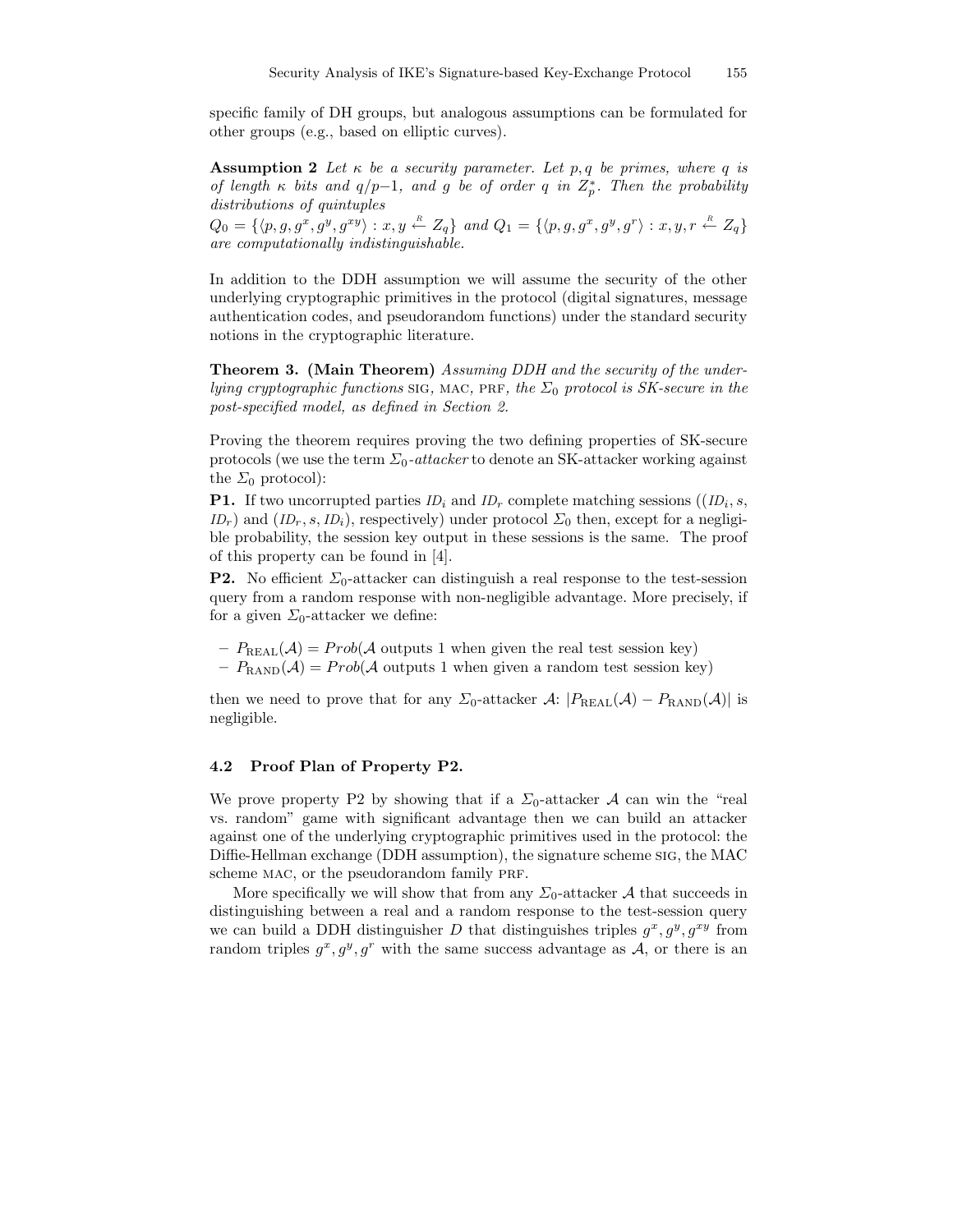specific family of DH groups, but analogous assumptions can be formulated for other groups (e.g., based on elliptic curves).

**Assumption 2** *Let $\kappa$ be a security parameter. Let $p, q$ be primes, where $q$ is of length $\kappa$ bits and $q/p-1$, and $g$ be of order $q$ in $Z_p^*$. Then the probability distributions of quintuples*
$Q_0 = \{\langle p, g, g^x, g^y, g^{xy}\rangle : x, y \xleftarrow{R} Z_q\}$ *and* $Q_1 = \{\langle p, g, g^x, g^y, g^r\rangle : x, y, r \xleftarrow{R} Z_q\}$ *are computationally indistinguishable.*

In addition to the DDH assumption we will assume the security of the other underlying cryptographic primitives in the protocol (digital signatures, message authentication codes, and pseudorandom functions) under the standard security notions in the cryptographic literature.

**Theorem 3. (Main Theorem)** *Assuming DDH and the security of the underlying cryptographic functions* SIG*,* MAC*,* PRF*, the $\Sigma_0$ protocol is SK-secure in the post-specified model, as defined in Section 2.*

Proving the theorem requires proving the two defining properties of SK-secure protocols (we use the term *$\Sigma_0$-attacker* to denote an SK-attacker working against the $\Sigma_0$ protocol):

**P1.** If two uncorrupted parties $ID_i$ and $ID_r$ complete matching sessions ($(ID_i, s, ID_r)$ and $(ID_r, s, ID_i)$, respectively) under protocol $\Sigma_0$ then, except for a negligible probability, the session key output in these sessions is the same. The proof of this property can be found in [4].

**P2.** No efficient $\Sigma_0$-attacker can distinguish a real response to the test-session query from a random response with non-negligible advantage. More precisely, if for a given $\Sigma_0$-attacker we define:

- $P_{\text{REAL}}(\mathcal{A}) = Prob(\mathcal{A}$ outputs 1 when given the real test session key$)$
- $P_{\text{RAND}}(\mathcal{A}) = Prob(\mathcal{A}$ outputs 1 when given a random test session key$)$

then we need to prove that for any $\Sigma_0$-attacker $\mathcal{A}$: $|P_{\text{REAL}}(\mathcal{A}) - P_{\text{RAND}}(\mathcal{A})|$ is negligible.

### 4.2 Proof Plan of Property P2.

We prove property P2 by showing that if a $\Sigma_0$-attacker $\mathcal{A}$ can win the "real vs. random" game with significant advantage then we can build an attacker against one of the underlying cryptographic primitives used in the protocol: the Diffie-Hellman exchange (DDH assumption), the signature scheme SIG, the MAC scheme MAC, or the pseudorandom family PRF.

More specifically we will show that from any $\Sigma_0$-attacker $\mathcal{A}$ that succeeds in distinguishing between a real and a random response to the test-session query we can build a DDH distinguisher $D$ that distinguishes triples $g^x, g^y, g^{xy}$ from random triples $g^x, g^y, g^r$ with the same success advantage as $\mathcal{A}$, or there is an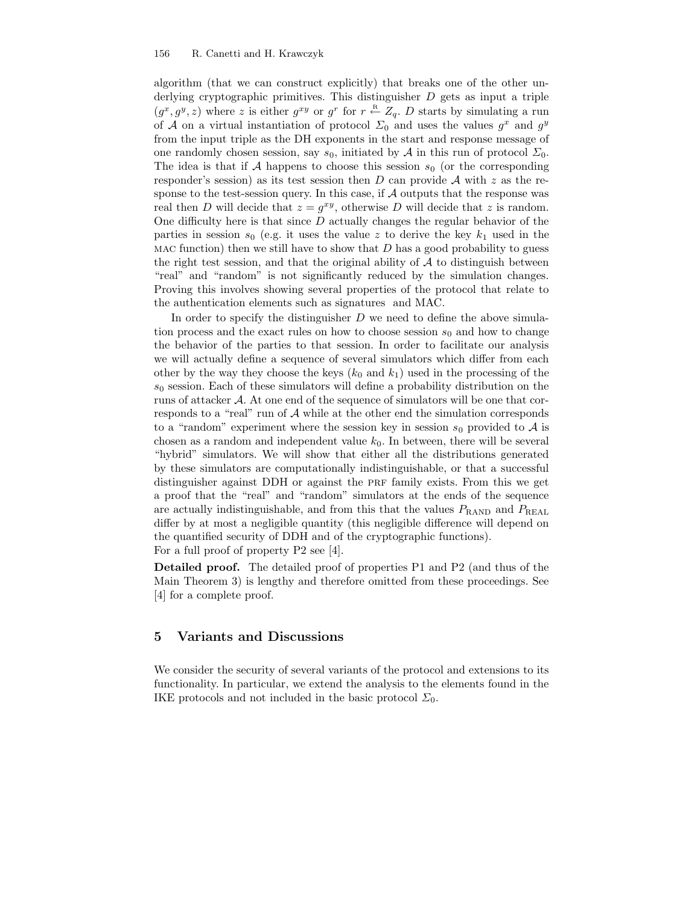algorithm (that we can construct explicitly) that breaks one of the other underlying cryptographic primitives. This distinguisher $D$ gets as input a triple $(g^x, g^y, z)$ where $z$ is either $g^{xy}$ or $g^r$ for $r \stackrel{R}{\leftarrow} Z_q$. $D$ starts by simulating a run of $\mathcal{A}$ on a virtual instantiation of protocol $\Sigma_0$ and uses the values $g^x$ and $g^y$ from the input triple as the DH exponents in the start and response message of one randomly chosen session, say $s_0$, initiated by $\mathcal{A}$ in this run of protocol $\Sigma_0$. The idea is that if $\mathcal{A}$ happens to choose this session $s_0$ (or the corresponding responder's session) as its test session then $D$ can provide $\mathcal{A}$ with $z$ as the response to the test-session query. In this case, if $\mathcal{A}$ outputs that the response was real then $D$ will decide that $z = g^{xy}$, otherwise $D$ will decide that $z$ is random. One difficulty here is that since $D$ actually changes the regular behavior of the parties in session $s_0$ (e.g. it uses the value $z$ to derive the key $k_1$ used in the MAC function) then we still have to show that $D$ has a good probability to guess the right test session, and that the original ability of $\mathcal{A}$ to distinguish between "real" and "random" is not significantly reduced by the simulation changes. Proving this involves showing several properties of the protocol that relate to the authentication elements such as signatures and MAC.

In order to specify the distinguisher $D$ we need to define the above simulation process and the exact rules on how to choose session $s_0$ and how to change the behavior of the parties to that session. In order to facilitate our analysis we will actually define a sequence of several simulators which differ from each other by the way they choose the keys ($k_0$ and $k_1$) used in the processing of the $s_0$ session. Each of these simulators will define a probability distribution on the runs of attacker $\mathcal{A}$. At one end of the sequence of simulators will be one that corresponds to a "real" run of $\mathcal{A}$ while at the other end the simulation corresponds to a "random" experiment where the session key in session $s_0$ provided to $\mathcal{A}$ is chosen as a random and independent value $k_0$. In between, there will be several "hybrid" simulators. We will show that either all the distributions generated by these simulators are computationally indistinguishable, or that a successful distinguisher against DDH or against the PRF family exists. From this we get a proof that the "real" and "random" simulators at the ends of the sequence are actually indistinguishable, and from this that the values $P_{\text{RAND}}$ and $P_{\text{REAL}}$ differ by at most a negligible quantity (this negligible difference will depend on the quantified security of DDH and of the cryptographic functions).
For a full proof of property P2 see [4].

**Detailed proof.** The detailed proof of properties P1 and P2 (and thus of the Main Theorem 3) is lengthy and therefore omitted from these proceedings. See [4] for a complete proof.

## 5 Variants and Discussions

We consider the security of several variants of the protocol and extensions to its functionality. In particular, we extend the analysis to the elements found in the IKE protocols and not included in the basic protocol $\Sigma_0$.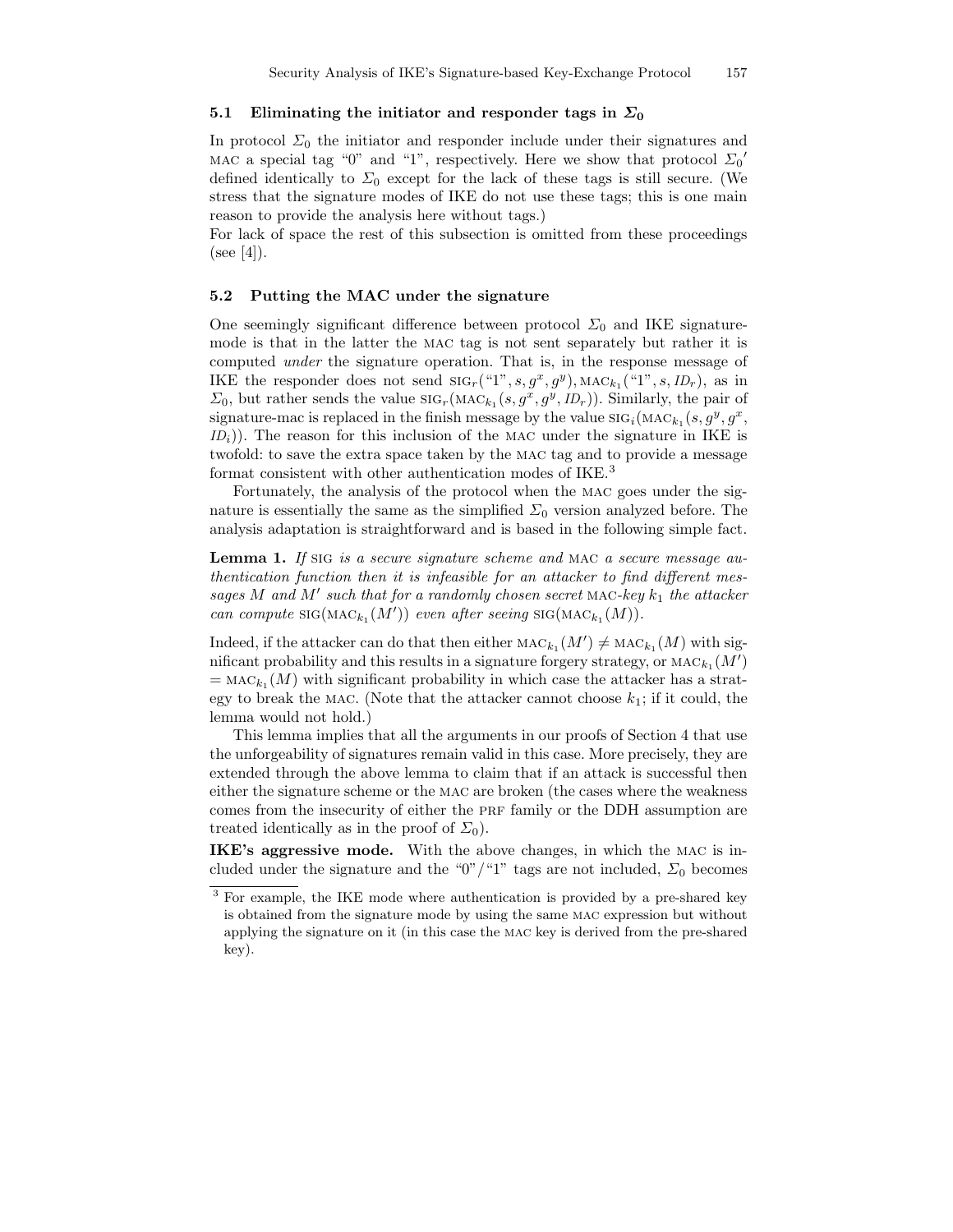### 5.1 Eliminating the initiator and responder tags in $\Sigma_0$

In protocol $\Sigma_0$ the initiator and responder include under their signatures and MAC a special tag "0" and "1", respectively. Here we show that protocol $\Sigma_0{}'$ defined identically to $\Sigma_0$ except for the lack of these tags is still secure. (We stress that the signature modes of IKE do not use these tags; this is one main reason to provide the analysis here without tags.)
For lack of space the rest of this subsection is omitted from these proceedings (see [4]).

### 5.2 Putting the MAC under the signature

One seemingly significant difference between protocol $\Sigma_0$ and IKE signature-mode is that in the latter the MAC tag is not sent separately but rather it is computed *under* the signature operation. That is, in the response message of IKE the responder does not send $\text{SIG}_r(\text{"1"}, s, g^x, g^y), \text{MAC}_{k_1}(\text{"1"}, s, ID_r)$, as in $\Sigma_0$, but rather sends the value $\text{SIG}_r(\text{MAC}_{k_1}(s, g^x, g^y, ID_r))$. Similarly, the pair of signature-mac is replaced in the finish message by the value $\text{SIG}_i(\text{MAC}_{k_1}(s, g^y, g^x, ID_i))$. The reason for this inclusion of the MAC under the signature in IKE is twofold: to save the extra space taken by the MAC tag and to provide a message format consistent with other authentication modes of IKE.[3]

Fortunately, the analysis of the protocol when the MAC goes under the signature is essentially the same as the simplified $\Sigma_0$ version analyzed before. The analysis adaptation is straightforward and is based in the following simple fact.

**Lemma 1.** *If* SIG *is a secure signature scheme and* MAC *a secure message authentication function then it is infeasible for an attacker to find different messages $M$ and $M'$ such that for a randomly chosen secret* MAC*-key $k_1$ the attacker can compute $\text{SIG}(\text{MAC}_{k_1}(M'))$ even after seeing $\text{SIG}(\text{MAC}_{k_1}(M))$.*

Indeed, if the attacker can do that then either $\text{MAC}_{k_1}(M') \neq \text{MAC}_{k_1}(M)$ with significant probability and this results in a signature forgery strategy, or $\text{MAC}_{k_1}(M') = \text{MAC}_{k_1}(M)$ with significant probability in which case the attacker has a strategy to break the MAC. (Note that the attacker cannot choose $k_1$; if it could, the lemma would not hold.)

This lemma implies that all the arguments in our proofs of Section 4 that use the unforgeability of signatures remain valid in this case. More precisely, they are extended through the above lemma to claim that if an attack is successful then either the signature scheme or the MAC are broken (the cases where the weakness comes from the insecurity of either the PRF family or the DDH assumption are treated identically as in the proof of $\Sigma_0$).

**IKE's aggressive mode.** With the above changes, in which the MAC is included under the signature and the "0"/"1" tags are not included, $\Sigma_0$ becomes

[3] For example, the IKE mode where authentication is provided by a pre-shared key is obtained from the signature mode by using the same MAC expression but without applying the signature on it (in this case the MAC key is derived from the pre-shared key).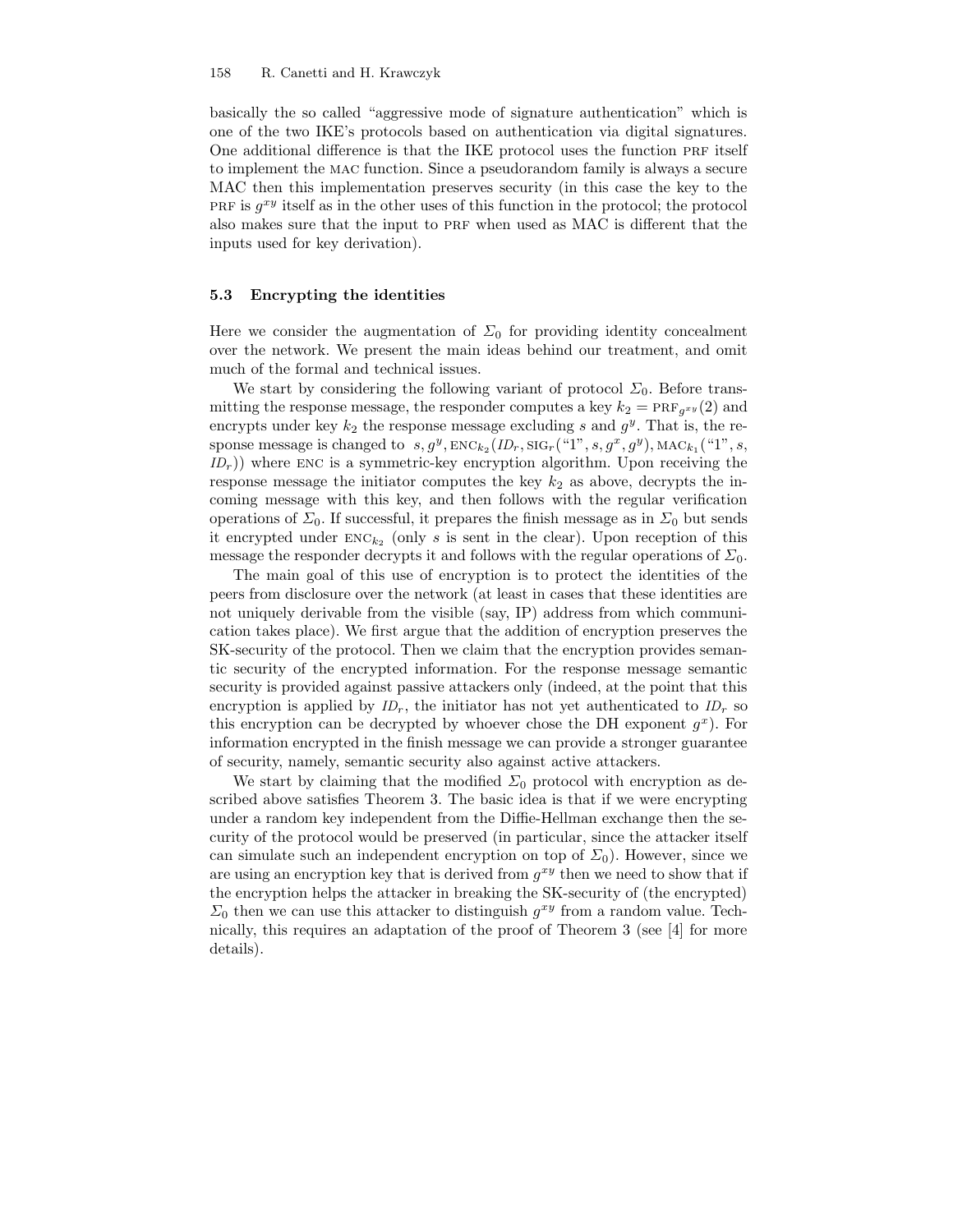basically the so called "aggressive mode of signature authentication" which is one of the two IKE's protocols based on authentication via digital signatures. One additional difference is that the IKE protocol uses the function PRF itself to implement the MAC function. Since a pseudorandom family is always a secure MAC then this implementation preserves security (in this case the key to the PRF is $g^{xy}$ itself as in the other uses of this function in the protocol; the protocol also makes sure that the input to PRF when used as MAC is different that the inputs used for key derivation).

### 5.3 Encrypting the identities

Here we consider the augmentation of $\Sigma_0$ for providing identity concealment over the network. We present the main ideas behind our treatment, and omit much of the formal and technical issues.

We start by considering the following variant of protocol $\Sigma_0$. Before transmitting the response message, the responder computes a key $k_2 = \text{PRF}_{g^{xy}}(2)$ and encrypts under key $k_2$ the response message excluding $s$ and $g^y$. That is, the response message is changed to $s, g^y, \text{ENC}_{k_2}(ID_r, \text{SIG}_r(\text{"1"}, s, g^x, g^y), \text{MAC}_{k_1}(\text{"1"}, s, ID_r))$ where ENC is a symmetric-key encryption algorithm. Upon receiving the response message the initiator computes the key $k_2$ as above, decrypts the incoming message with this key, and then follows with the regular verification operations of $\Sigma_0$. If successful, it prepares the finish message as in $\Sigma_0$ but sends it encrypted under $\text{ENC}_{k_2}$ (only $s$ is sent in the clear). Upon reception of this message the responder decrypts it and follows with the regular operations of $\Sigma_0$.

The main goal of this use of encryption is to protect the identities of the peers from disclosure over the network (at least in cases that these identities are not uniquely derivable from the visible (say, IP) address from which communication takes place). We first argue that the addition of encryption preserves the SK-security of the protocol. Then we claim that the encryption provides semantic security of the encrypted information. For the response message semantic security is provided against passive attackers only (indeed, at the point that this encryption is applied by $ID_r$, the initiator has not yet authenticated to $ID_r$ so this encryption can be decrypted by whoever chose the DH exponent $g^x$). For information encrypted in the finish message we can provide a stronger guarantee of security, namely, semantic security also against active attackers.

We start by claiming that the modified $\Sigma_0$ protocol with encryption as described above satisfies Theorem 3. The basic idea is that if we were encrypting under a random key independent from the Diffie-Hellman exchange then the security of the protocol would be preserved (in particular, since the attacker itself can simulate such an independent encryption on top of $\Sigma_0$). However, since we are using an encryption key that is derived from $g^{xy}$ then we need to show that if the encryption helps the attacker in breaking the SK-security of (the encrypted) $\Sigma_0$ then we can use this attacker to distinguish $g^{xy}$ from a random value. Technically, this requires an adaptation of the proof of Theorem 3 (see [4] for more details).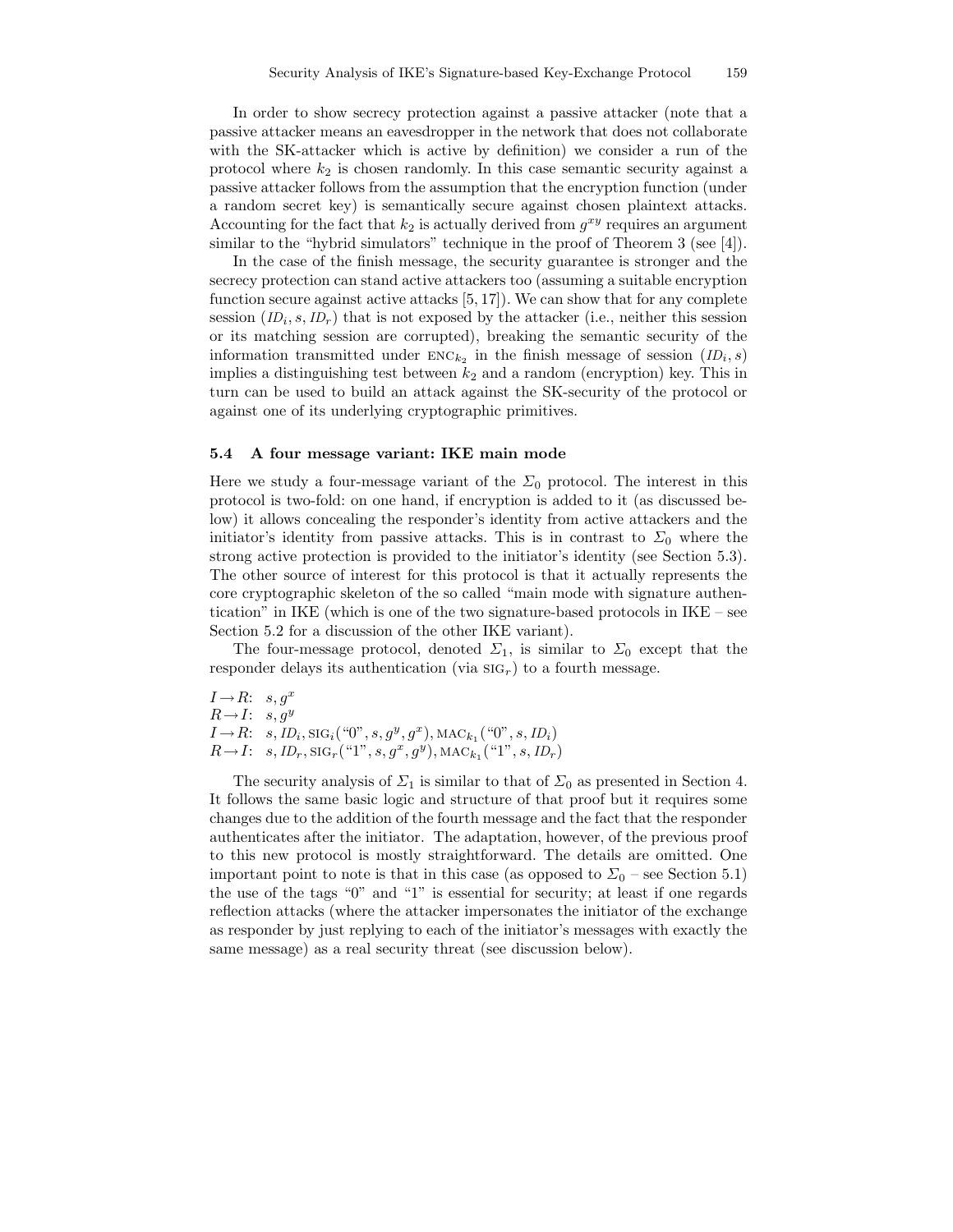In order to show secrecy protection against a passive attacker (note that a passive attacker means an eavesdropper in the network that does not collaborate with the SK-attacker which is active by definition) we consider a run of the protocol where $k_2$ is chosen randomly. In this case semantic security against a passive attacker follows from the assumption that the encryption function (under a random secret key) is semantically secure against chosen plaintext attacks. Accounting for the fact that $k_2$ is actually derived from $g^{xy}$ requires an argument similar to the "hybrid simulators" technique in the proof of Theorem 3 (see [4]).

In the case of the finish message, the security guarantee is stronger and the secrecy protection can stand active attackers too (assuming a suitable encryption function secure against active attacks [5, 17]). We can show that for any complete session $(ID_i, s, ID_r)$ that is not exposed by the attacker (i.e., neither this session or its matching session are corrupted), breaking the semantic security of the information transmitted under $\text{ENC}_{k_2}$ in the finish message of session $(ID_i, s)$ implies a distinguishing test between $k_2$ and a random (encryption) key. This in turn can be used to build an attack against the SK-security of the protocol or against one of its underlying cryptographic primitives.

### 5.4 A four message variant: IKE main mode

Here we study a four-message variant of the $\Sigma_0$ protocol. The interest in this protocol is two-fold: on one hand, if encryption is added to it (as discussed below) it allows concealing the responder's identity from active attackers and the initiator's identity from passive attacks. This is in contrast to $\Sigma_0$ where the strong active protection is provided to the initiator's identity (see Section 5.3). The other source of interest for this protocol is that it actually represents the core cryptographic skeleton of the so called "main mode with signature authentication" in IKE (which is one of the two signature-based protocols in IKE – see Section 5.2 for a discussion of the other IKE variant).

The four-message protocol, denoted $\Sigma_1$, is similar to $\Sigma_0$ except that the responder delays its authentication (via $\text{SIG}_r$) to a fourth message.

$I \to R$: $s, g^x$
$R \to I$: $s, g^y$
$I \to R$: $s, ID_i, \text{SIG}_i(\text{"0"}, s, g^y, g^x), \text{MAC}_{k_1}(\text{"0"}, s, ID_i)$
$R \to I$: $s, ID_r, \text{SIG}_r(\text{"1"}, s, g^x, g^y), \text{MAC}_{k_1}(\text{"1"}, s, ID_r)$

The security analysis of $\Sigma_1$ is similar to that of $\Sigma_0$ as presented in Section 4. It follows the same basic logic and structure of that proof but it requires some changes due to the addition of the fourth message and the fact that the responder authenticates after the initiator. The adaptation, however, of the previous proof to this new protocol is mostly straightforward. The details are omitted. One important point to note is that in this case (as opposed to $\Sigma_0$ – see Section 5.1) the use of the tags "0" and "1" is essential for security; at least if one regards reflection attacks (where the attacker impersonates the initiator of the exchange as responder by just replying to each of the initiator's messages with exactly the same message) as a real security threat (see discussion below).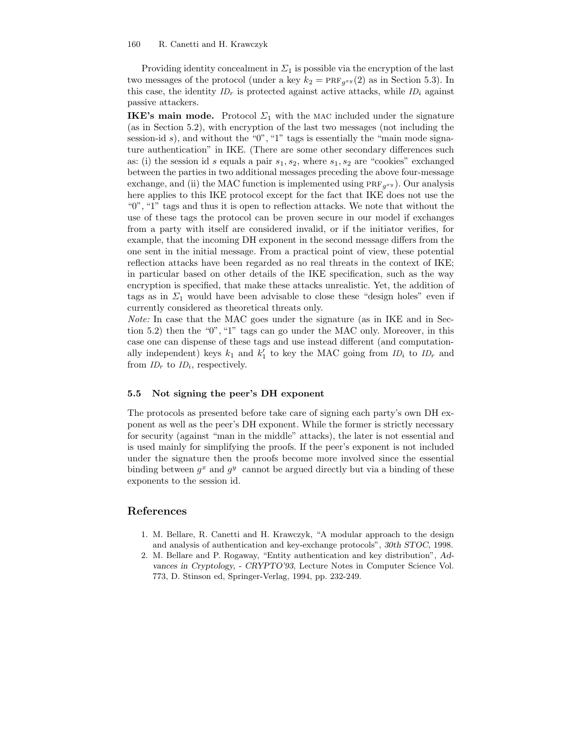Providing identity concealment in $\Sigma_1$ is possible via the encryption of the last two messages of the protocol (under a key $k_2 = \text{PRF}_{g^{xy}}(2)$ as in Section 5.3). In this case, the identity $ID_r$ is protected against active attacks, while $ID_i$ against passive attackers.

**IKE's main mode.** Protocol $\Sigma_1$ with the MAC included under the signature (as in Section 5.2), with encryption of the last two messages (not including the session-id $s$), and without the "0", "1" tags is essentially the "main mode signature authentication" in IKE. (There are some other secondary differences such as: (i) the session id $s$ equals a pair $s_1, s_2$, where $s_1, s_2$ are "cookies" exchanged between the parties in two additional messages preceding the above four-message exchange, and (ii) the MAC function is implemented using $\text{PRF}_{g^{xy}}$). Our analysis here applies to this IKE protocol except for the fact that IKE does not use the "0", "1" tags and thus it is open to reflection attacks. We note that without the use of these tags the protocol can be proven secure in our model if exchanges from a party with itself are considered invalid, or if the initiator verifies, for example, that the incoming DH exponent in the second message differs from the one sent in the initial message. From a practical point of view, these potential reflection attacks have been regarded as no real threats in the context of IKE; in particular based on other details of the IKE specification, such as the way encryption is specified, that make these attacks unrealistic. Yet, the addition of tags as in $\Sigma_1$ would have been advisable to close these "design holes" even if currently considered as theoretical threats only.

*Note:* In case that the MAC goes under the signature (as in IKE and in Section 5.2) then the "0", "1" tags can go under the MAC only. Moreover, in this case one can dispense of these tags and use instead different (and computationally independent) keys $k_1$ and $k_1'$ to key the MAC going from $ID_i$ to $ID_r$ and from $ID_r$ to $ID_i$, respectively.

### 5.5 Not signing the peer's DH exponent

The protocols as presented before take care of signing each party's own DH exponent as well as the peer's DH exponent. While the former is strictly necessary for security (against "man in the middle" attacks), the later is not essential and is used mainly for simplifying the proofs. If the peer's exponent is not included under the signature then the proofs become more involved since the essential binding between $g^x$ and $g^y$ cannot be argued directly but via a binding of these exponents to the session id.

## References

1. M. Bellare, R. Canetti and H. Krawczyk, "A modular approach to the design and analysis of authentication and key-exchange protocols", *30th STOC*, 1998.
2. M. Bellare and P. Rogaway, "Entity authentication and key distribution", *Advances in Cryptology, - CRYPTO'93*, Lecture Notes in Computer Science Vol. 773, D. Stinson ed, Springer-Verlag, 1994, pp. 232-249.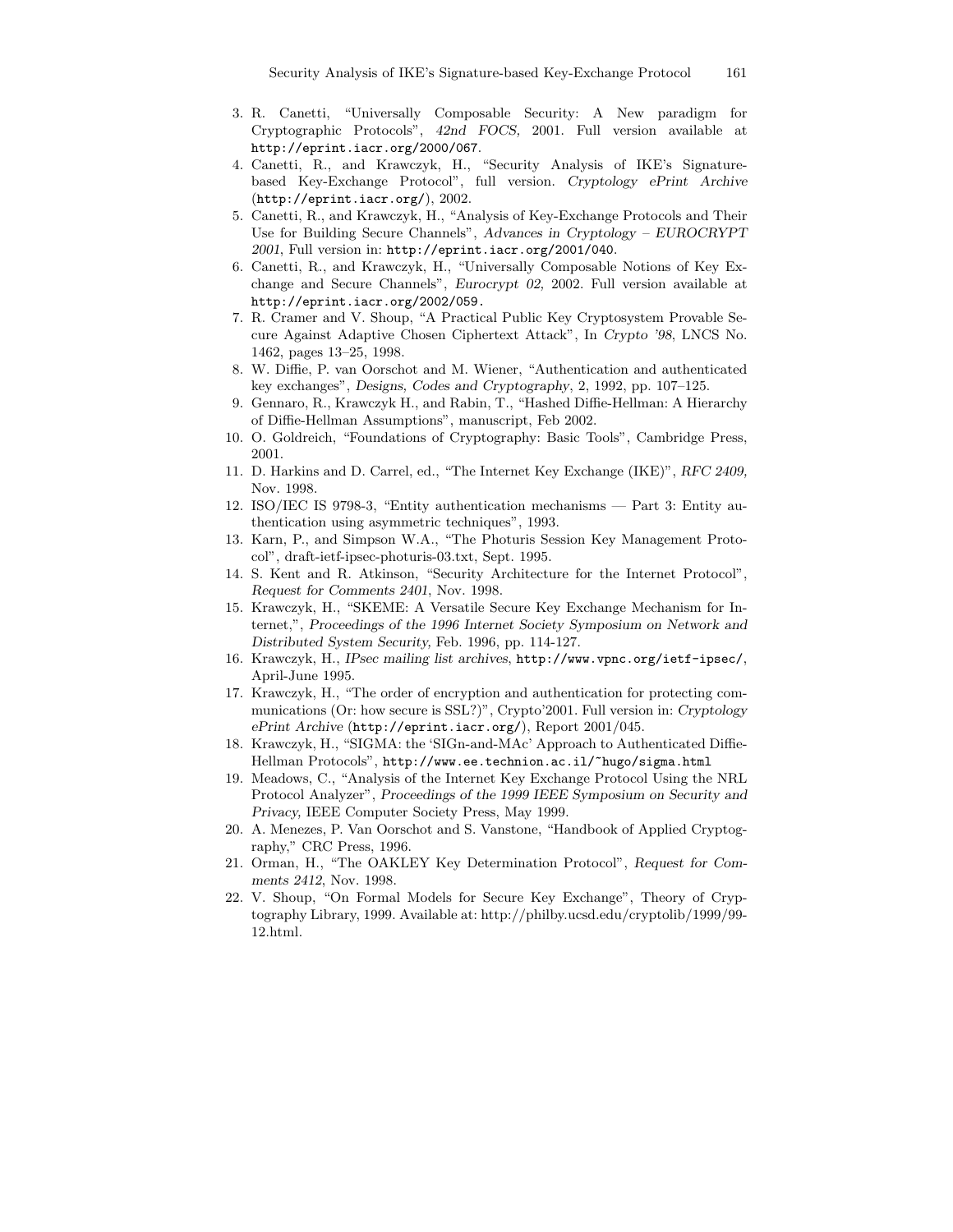3. R. Canetti, "Universally Composable Security: A New paradigm for Cryptographic Protocols", *42nd FOCS*, 2001. Full version available at `http://eprint.iacr.org/2000/067`.
4. Canetti, R., and Krawczyk, H., "Security Analysis of IKE's Signature-based Key-Exchange Protocol", full version. *Cryptology ePrint Archive* (`http://eprint.iacr.org/`), 2002.
5. Canetti, R., and Krawczyk, H., "Analysis of Key-Exchange Protocols and Their Use for Building Secure Channels", *Advances in Cryptology – EUROCRYPT 2001*, Full version in: `http://eprint.iacr.org/2001/040`.
6. Canetti, R., and Krawczyk, H., "Universally Composable Notions of Key Exchange and Secure Channels", *Eurocrypt 02*, 2002. Full version available at `http://eprint.iacr.org/2002/059.`
7. R. Cramer and V. Shoup, "A Practical Public Key Cryptosystem Provable Secure Against Adaptive Chosen Ciphertext Attack", In *Crypto '98*, LNCS No. 1462, pages 13–25, 1998.
8. W. Diffie, P. van Oorschot and M. Wiener, "Authentication and authenticated key exchanges", *Designs, Codes and Cryptography*, 2, 1992, pp. 107–125.
9. Gennaro, R., Krawczyk H., and Rabin, T., "Hashed Diffie-Hellman: A Hierarchy of Diffie-Hellman Assumptions", manuscript, Feb 2002.
10. O. Goldreich, "Foundations of Cryptography: Basic Tools", Cambridge Press, 2001.
11. D. Harkins and D. Carrel, ed., "The Internet Key Exchange (IKE)", *RFC 2409*, Nov. 1998.
12. ISO/IEC IS 9798-3, "Entity authentication mechanisms — Part 3: Entity authentication using asymmetric techniques", 1993.
13. Karn, P., and Simpson W.A., "The Photuris Session Key Management Protocol", draft-ietf-ipsec-photuris-03.txt, Sept. 1995.
14. S. Kent and R. Atkinson, "Security Architecture for the Internet Protocol", *Request for Comments 2401*, Nov. 1998.
15. Krawczyk, H., "SKEME: A Versatile Secure Key Exchange Mechanism for Internet,", *Proceedings of the 1996 Internet Society Symposium on Network and Distributed System Security,* Feb. 1996, pp. 114-127.
16. Krawczyk, H., *IPsec mailing list archives*, `http://www.vpnc.org/ietf-ipsec/`, April-June 1995.
17. Krawczyk, H., "The order of encryption and authentication for protecting communications (Or: how secure is SSL?)", Crypto'2001. Full version in: *Cryptology ePrint Archive* (`http://eprint.iacr.org/`), Report 2001/045.
18. Krawczyk, H., "SIGMA: the 'SIGn-and-MAc' Approach to Authenticated Diffie-Hellman Protocols", `http://www.ee.technion.ac.il/~hugo/sigma.html`
19. Meadows, C., "Analysis of the Internet Key Exchange Protocol Using the NRL Protocol Analyzer", *Proceedings of the 1999 IEEE Symposium on Security and Privacy,* IEEE Computer Society Press, May 1999.
20. A. Menezes, P. Van Oorschot and S. Vanstone, "Handbook of Applied Cryptography," CRC Press, 1996.
21. Orman, H., "The OAKLEY Key Determination Protocol", *Request for Comments 2412*, Nov. 1998.
22. V. Shoup, "On Formal Models for Secure Key Exchange", Theory of Cryptography Library, 1999. Available at: http://philby.ucsd.edu/cryptolib/1999/99-12.html.